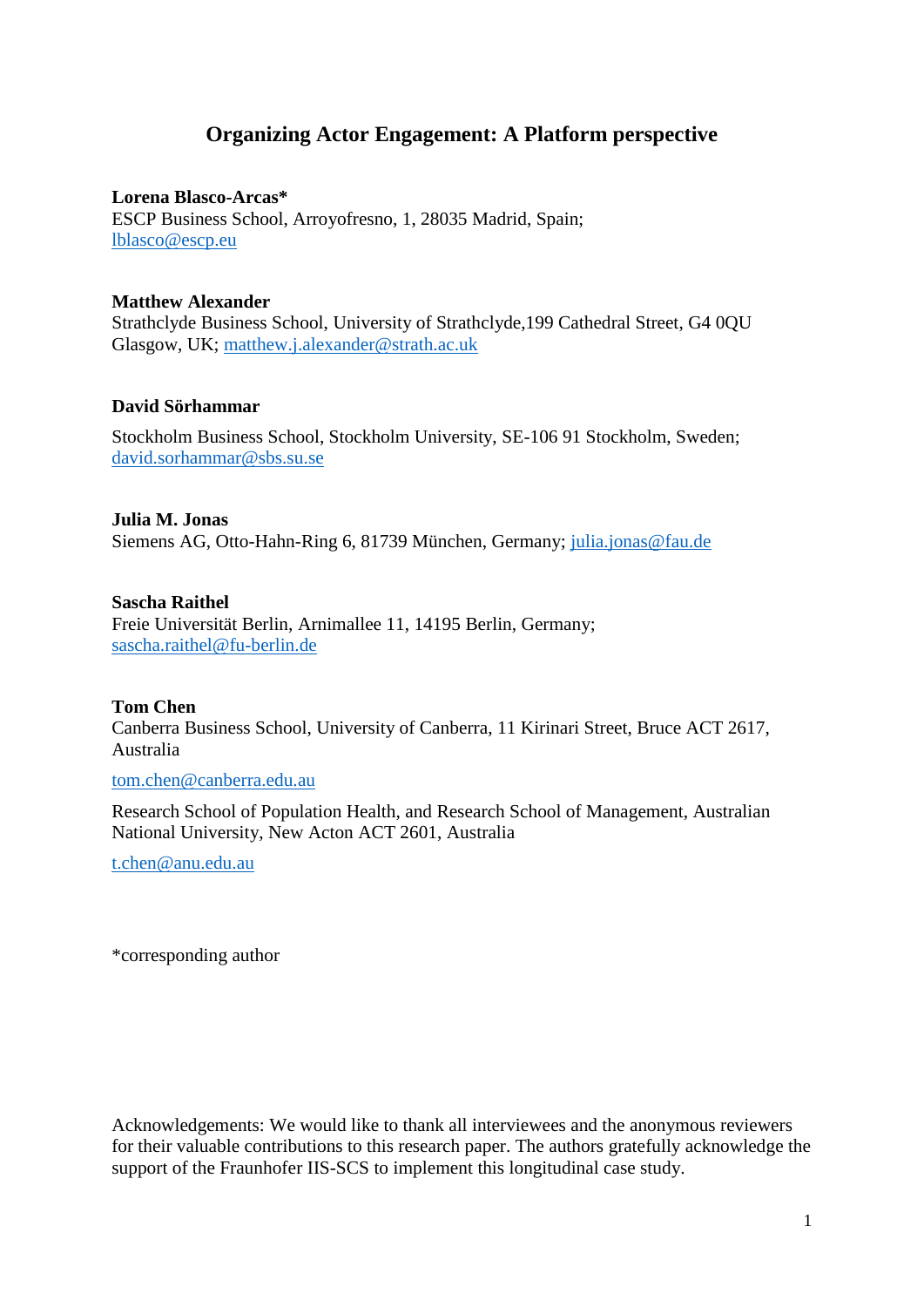# Organizing Actor Engagement: A Platform perspective

**Lorena Blasco-Arcas***
ESCP Business School, Arroyofresno, 1, 28035 Madrid, Spain;
lblasco@escp.eu

**Matthew Alexander**
Strathclyde Business School, University of Strathclyde,199 Cathedral Street, G4 0QU Glasgow, UK; matthew.j.alexander@strath.ac.uk

**David Sörhammar**

Stockholm Business School, Stockholm University, SE-106 91 Stockholm, Sweden;
david.sorhammar@sbs.su.se

**Julia M. Jonas**
Siemens AG, Otto-Hahn-Ring 6, 81739 München, Germany; julia.jonas@fau.de

**Sascha Raithel**
Freie Universität Berlin, Arnimallee 11, 14195 Berlin, Germany;
sascha.raithel@fu-berlin.de

**Tom Chen**
Canberra Business School, University of Canberra, 11 Kirinari Street, Bruce ACT 2617, Australia

tom.chen@canberra.edu.au

Research School of Population Health, and Research School of Management, Australian National University, New Acton ACT 2601, Australia

t.chen@anu.edu.au

*corresponding author

Acknowledgements: We would like to thank all interviewees and the anonymous reviewers for their valuable contributions to this research paper. The authors gratefully acknowledge the support of the Fraunhofer IIS-SCS to implement this longitudinal case study.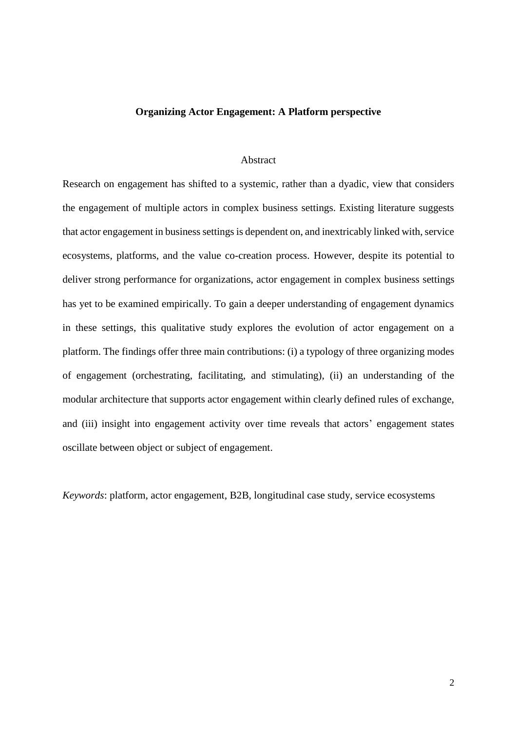# Organizing Actor Engagement: A Platform perspective

## Abstract

Research on engagement has shifted to a systemic, rather than a dyadic, view that considers the engagement of multiple actors in complex business settings. Existing literature suggests that actor engagement in business settings is dependent on, and inextricably linked with, service ecosystems, platforms, and the value co-creation process. However, despite its potential to deliver strong performance for organizations, actor engagement in complex business settings has yet to be examined empirically. To gain a deeper understanding of engagement dynamics in these settings, this qualitative study explores the evolution of actor engagement on a platform. The findings offer three main contributions: (i) a typology of three organizing modes of engagement (orchestrating, facilitating, and stimulating), (ii) an understanding of the modular architecture that supports actor engagement within clearly defined rules of exchange, and (iii) insight into engagement activity over time reveals that actors' engagement states oscillate between object or subject of engagement.

*Keywords*: platform, actor engagement, B2B, longitudinal case study, service ecosystems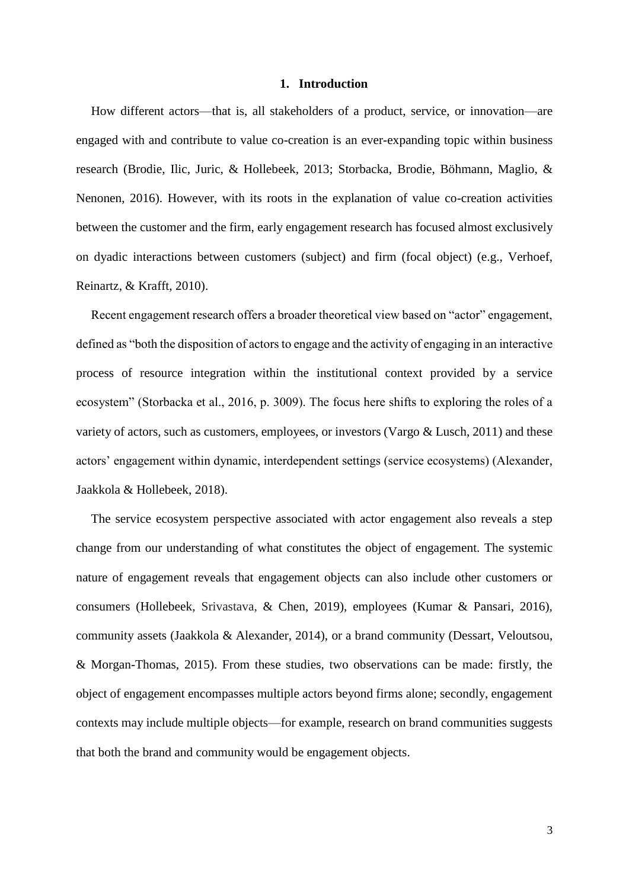# 1. Introduction

How different actors—that is, all stakeholders of a product, service, or innovation—are engaged with and contribute to value co-creation is an ever-expanding topic within business research (Brodie, Ilic, Juric, & Hollebeek, 2013; Storbacka, Brodie, Böhmann, Maglio, & Nenonen, 2016). However, with its roots in the explanation of value co-creation activities between the customer and the firm, early engagement research has focused almost exclusively on dyadic interactions between customers (subject) and firm (focal object) (e.g., Verhoef, Reinartz, & Krafft, 2010).

Recent engagement research offers a broader theoretical view based on "actor" engagement, defined as "both the disposition of actors to engage and the activity of engaging in an interactive process of resource integration within the institutional context provided by a service ecosystem" (Storbacka et al., 2016, p. 3009). The focus here shifts to exploring the roles of a variety of actors, such as customers, employees, or investors (Vargo & Lusch, 2011) and these actors' engagement within dynamic, interdependent settings (service ecosystems) (Alexander, Jaakkola & Hollebeek, 2018).

The service ecosystem perspective associated with actor engagement also reveals a step change from our understanding of what constitutes the object of engagement. The systemic nature of engagement reveals that engagement objects can also include other customers or consumers (Hollebeek, Srivastava, & Chen, 2019), employees (Kumar & Pansari, 2016), community assets (Jaakkola & Alexander, 2014), or a brand community (Dessart, Veloutsou, & Morgan-Thomas, 2015). From these studies, two observations can be made: firstly, the object of engagement encompasses multiple actors beyond firms alone; secondly, engagement contexts may include multiple objects—for example, research on brand communities suggests that both the brand and community would be engagement objects.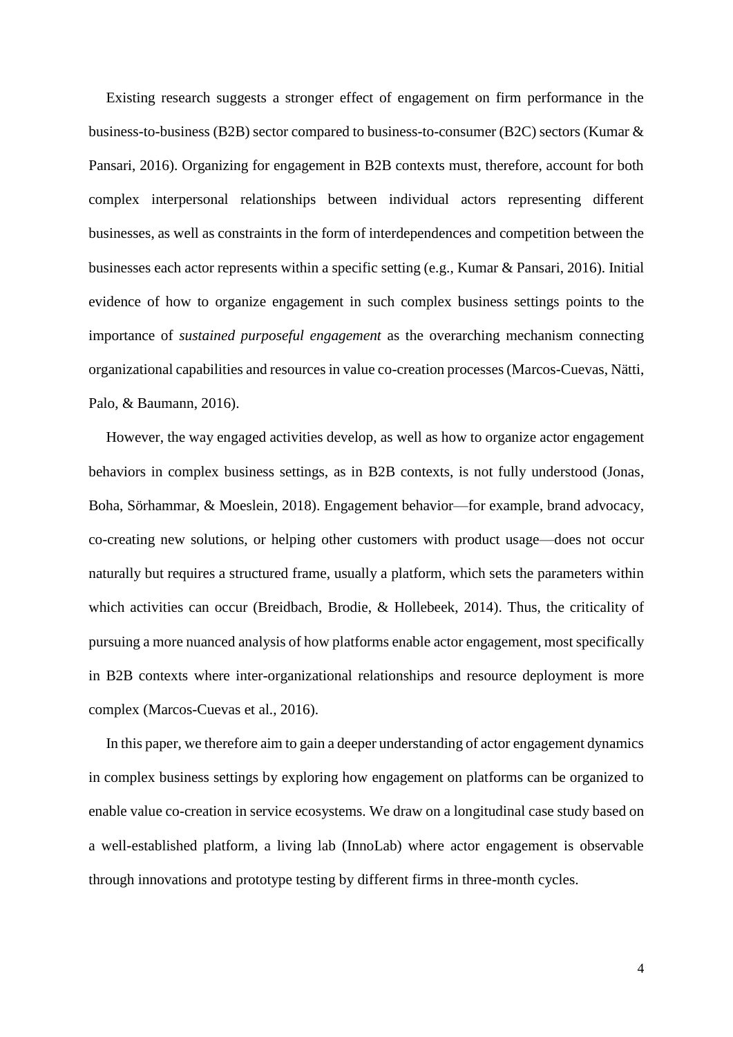Existing research suggests a stronger effect of engagement on firm performance in the business-to-business (B2B) sector compared to business-to-consumer (B2C) sectors (Kumar & Pansari, 2016). Organizing for engagement in B2B contexts must, therefore, account for both complex interpersonal relationships between individual actors representing different businesses, as well as constraints in the form of interdependences and competition between the businesses each actor represents within a specific setting (e.g., Kumar & Pansari, 2016). Initial evidence of how to organize engagement in such complex business settings points to the importance of *sustained purposeful engagement* as the overarching mechanism connecting organizational capabilities and resources in value co-creation processes (Marcos-Cuevas, Nätti, Palo, & Baumann, 2016).

However, the way engaged activities develop, as well as how to organize actor engagement behaviors in complex business settings, as in B2B contexts, is not fully understood (Jonas, Boha, Sörhammar, & Moeslein, 2018). Engagement behavior—for example, brand advocacy, co-creating new solutions, or helping other customers with product usage—does not occur naturally but requires a structured frame, usually a platform, which sets the parameters within which activities can occur (Breidbach, Brodie, & Hollebeek, 2014). Thus, the criticality of pursuing a more nuanced analysis of how platforms enable actor engagement, most specifically in B2B contexts where inter-organizational relationships and resource deployment is more complex (Marcos-Cuevas et al., 2016).

In this paper, we therefore aim to gain a deeper understanding of actor engagement dynamics in complex business settings by exploring how engagement on platforms can be organized to enable value co-creation in service ecosystems. We draw on a longitudinal case study based on a well-established platform, a living lab (InnoLab) where actor engagement is observable through innovations and prototype testing by different firms in three-month cycles.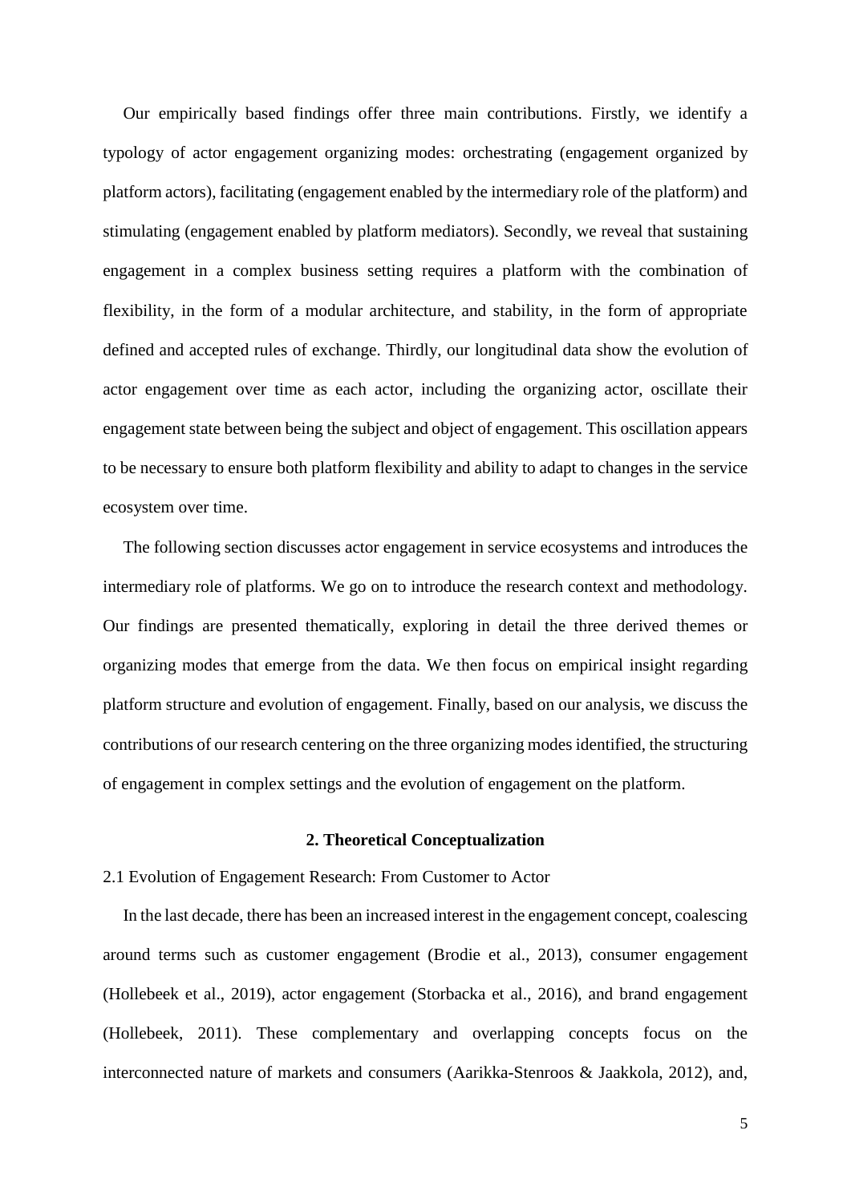Our empirically based findings offer three main contributions. Firstly, we identify a typology of actor engagement organizing modes: orchestrating (engagement organized by platform actors), facilitating (engagement enabled by the intermediary role of the platform) and stimulating (engagement enabled by platform mediators). Secondly, we reveal that sustaining engagement in a complex business setting requires a platform with the combination of flexibility, in the form of a modular architecture, and stability, in the form of appropriate defined and accepted rules of exchange. Thirdly, our longitudinal data show the evolution of actor engagement over time as each actor, including the organizing actor, oscillate their engagement state between being the subject and object of engagement. This oscillation appears to be necessary to ensure both platform flexibility and ability to adapt to changes in the service ecosystem over time.

The following section discusses actor engagement in service ecosystems and introduces the intermediary role of platforms. We go on to introduce the research context and methodology. Our findings are presented thematically, exploring in detail the three derived themes or organizing modes that emerge from the data. We then focus on empirical insight regarding platform structure and evolution of engagement. Finally, based on our analysis, we discuss the contributions of our research centering on the three organizing modes identified, the structuring of engagement in complex settings and the evolution of engagement on the platform.

## 2. Theoretical Conceptualization

### 2.1 Evolution of Engagement Research: From Customer to Actor

In the last decade, there has been an increased interest in the engagement concept, coalescing around terms such as customer engagement (Brodie et al., 2013), consumer engagement (Hollebeek et al., 2019), actor engagement (Storbacka et al., 2016), and brand engagement (Hollebeek, 2011). These complementary and overlapping concepts focus on the interconnected nature of markets and consumers (Aarikka-Stenroos & Jaakkola, 2012), and,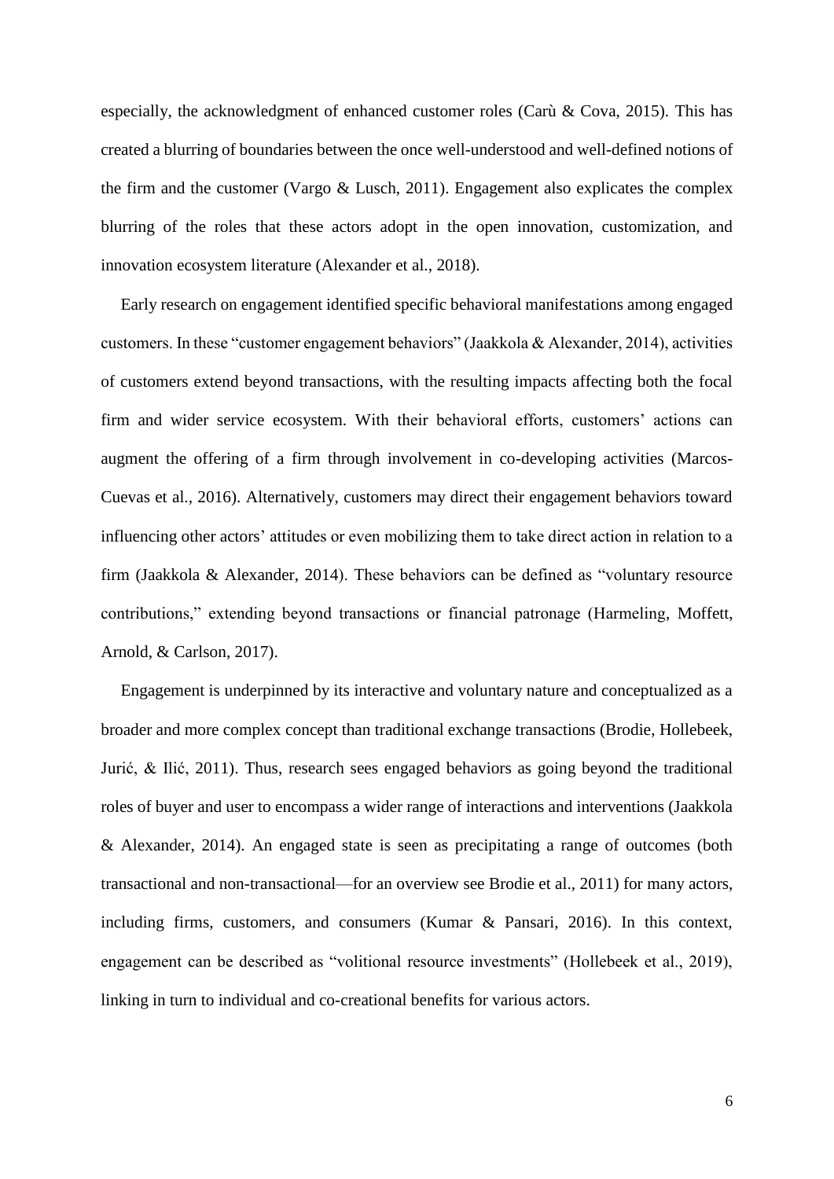especially, the acknowledgment of enhanced customer roles (Carù & Cova, 2015). This has created a blurring of boundaries between the once well-understood and well-defined notions of the firm and the customer (Vargo & Lusch, 2011). Engagement also explicates the complex blurring of the roles that these actors adopt in the open innovation, customization, and innovation ecosystem literature (Alexander et al., 2018).

Early research on engagement identified specific behavioral manifestations among engaged customers. In these "customer engagement behaviors" (Jaakkola & Alexander, 2014), activities of customers extend beyond transactions, with the resulting impacts affecting both the focal firm and wider service ecosystem. With their behavioral efforts, customers' actions can augment the offering of a firm through involvement in co-developing activities (Marcos-Cuevas et al., 2016). Alternatively, customers may direct their engagement behaviors toward influencing other actors' attitudes or even mobilizing them to take direct action in relation to a firm (Jaakkola & Alexander, 2014). These behaviors can be defined as "voluntary resource contributions," extending beyond transactions or financial patronage (Harmeling, Moffett, Arnold, & Carlson, 2017).

Engagement is underpinned by its interactive and voluntary nature and conceptualized as a broader and more complex concept than traditional exchange transactions (Brodie, Hollebeek, Jurić, & Ilić, 2011). Thus, research sees engaged behaviors as going beyond the traditional roles of buyer and user to encompass a wider range of interactions and interventions (Jaakkola & Alexander, 2014). An engaged state is seen as precipitating a range of outcomes (both transactional and non-transactional—for an overview see Brodie et al., 2011) for many actors, including firms, customers, and consumers (Kumar & Pansari, 2016). In this context, engagement can be described as "volitional resource investments" (Hollebeek et al., 2019), linking in turn to individual and co-creational benefits for various actors.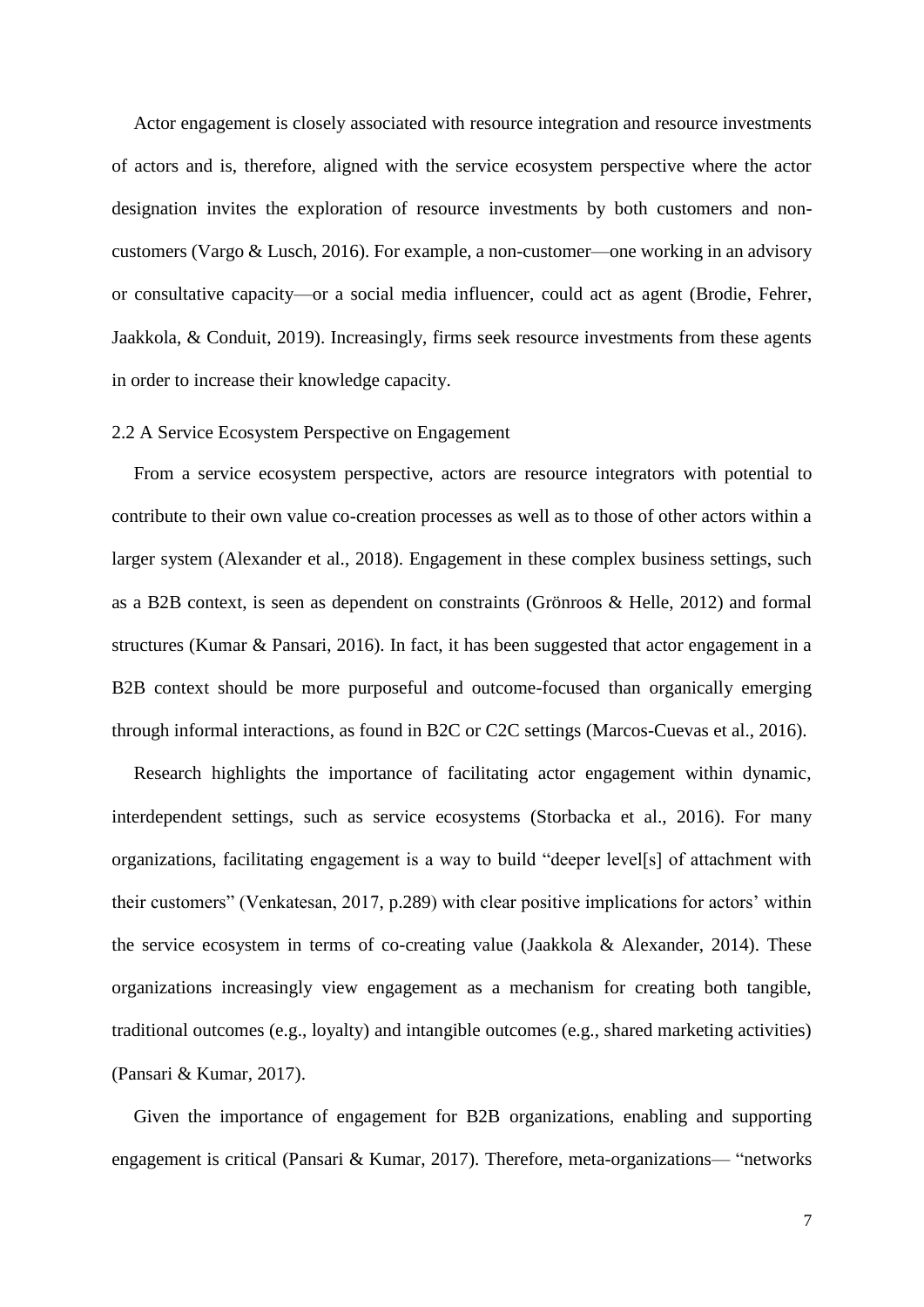Actor engagement is closely associated with resource integration and resource investments of actors and is, therefore, aligned with the service ecosystem perspective where the actor designation invites the exploration of resource investments by both customers and non-customers (Vargo & Lusch, 2016). For example, a non-customer—one working in an advisory or consultative capacity—or a social media influencer, could act as agent (Brodie, Fehrer, Jaakkola, & Conduit, 2019). Increasingly, firms seek resource investments from these agents in order to increase their knowledge capacity.

## 2.2 A Service Ecosystem Perspective on Engagement

From a service ecosystem perspective, actors are resource integrators with potential to contribute to their own value co-creation processes as well as to those of other actors within a larger system (Alexander et al., 2018). Engagement in these complex business settings, such as a B2B context, is seen as dependent on constraints (Grönroos & Helle, 2012) and formal structures (Kumar & Pansari, 2016). In fact, it has been suggested that actor engagement in a B2B context should be more purposeful and outcome-focused than organically emerging through informal interactions, as found in B2C or C2C settings (Marcos-Cuevas et al., 2016).

Research highlights the importance of facilitating actor engagement within dynamic, interdependent settings, such as service ecosystems (Storbacka et al., 2016). For many organizations, facilitating engagement is a way to build "deeper level[s] of attachment with their customers" (Venkatesan, 2017, p.289) with clear positive implications for actors' within the service ecosystem in terms of co-creating value (Jaakkola & Alexander, 2014). These organizations increasingly view engagement as a mechanism for creating both tangible, traditional outcomes (e.g., loyalty) and intangible outcomes (e.g., shared marketing activities) (Pansari & Kumar, 2017).

Given the importance of engagement for B2B organizations, enabling and supporting engagement is critical (Pansari & Kumar, 2017). Therefore, meta-organizations— "networks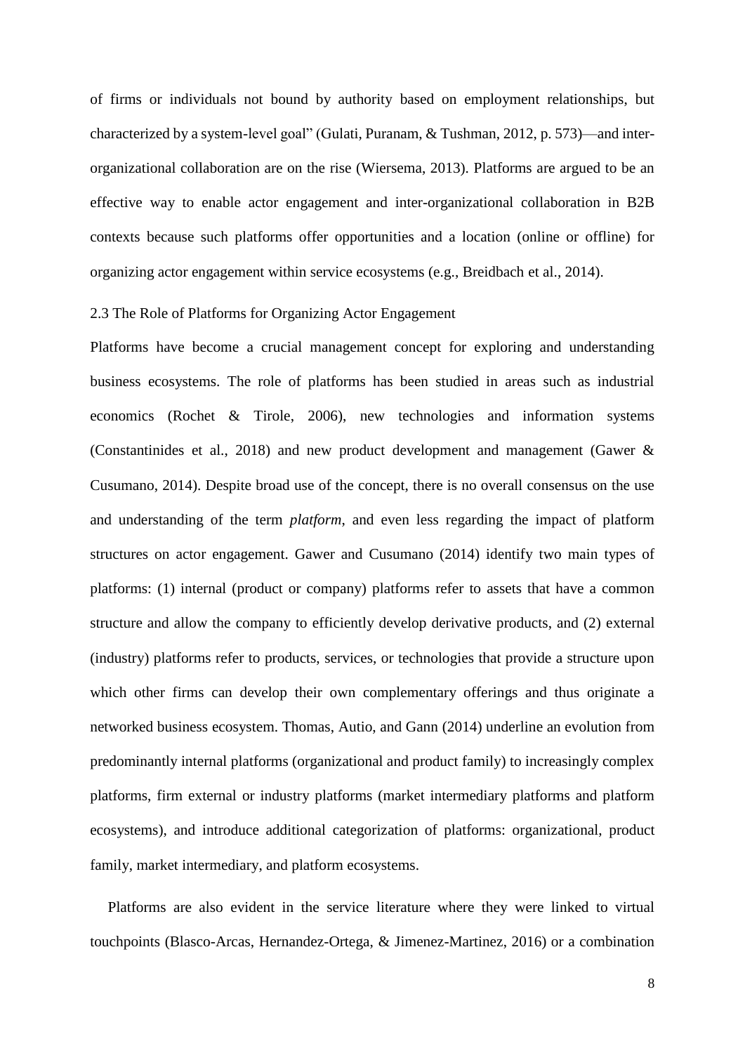of firms or individuals not bound by authority based on employment relationships, but characterized by a system-level goal" (Gulati, Puranam, & Tushman, 2012, p. 573)—and inter-organizational collaboration are on the rise (Wiersema, 2013). Platforms are argued to be an effective way to enable actor engagement and inter-organizational collaboration in B2B contexts because such platforms offer opportunities and a location (online or offline) for organizing actor engagement within service ecosystems (e.g., Breidbach et al., 2014).

## 2.3 The Role of Platforms for Organizing Actor Engagement

Platforms have become a crucial management concept for exploring and understanding business ecosystems. The role of platforms has been studied in areas such as industrial economics (Rochet & Tirole, 2006), new technologies and information systems (Constantinides et al., 2018) and new product development and management (Gawer & Cusumano, 2014). Despite broad use of the concept, there is no overall consensus on the use and understanding of the term *platform*, and even less regarding the impact of platform structures on actor engagement. Gawer and Cusumano (2014) identify two main types of platforms: (1) internal (product or company) platforms refer to assets that have a common structure and allow the company to efficiently develop derivative products, and (2) external (industry) platforms refer to products, services, or technologies that provide a structure upon which other firms can develop their own complementary offerings and thus originate a networked business ecosystem. Thomas, Autio, and Gann (2014) underline an evolution from predominantly internal platforms (organizational and product family) to increasingly complex platforms, firm external or industry platforms (market intermediary platforms and platform ecosystems), and introduce additional categorization of platforms: organizational, product family, market intermediary, and platform ecosystems.

Platforms are also evident in the service literature where they were linked to virtual touchpoints (Blasco-Arcas, Hernandez-Ortega, & Jimenez-Martinez, 2016) or a combination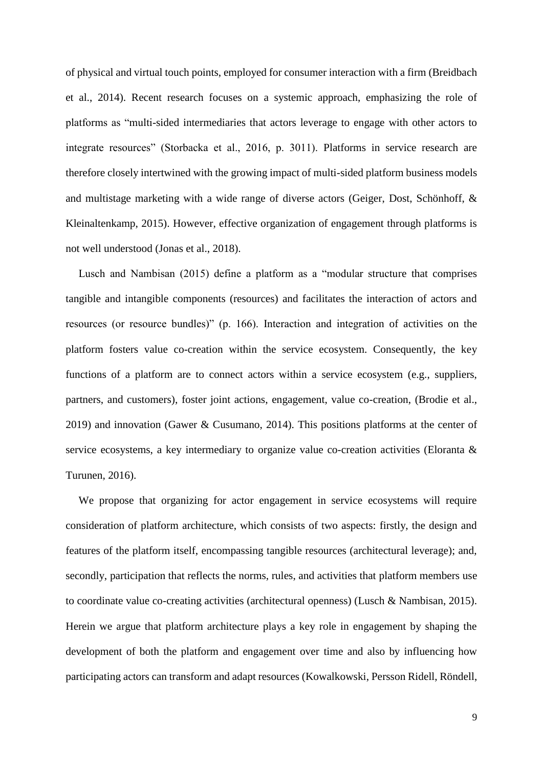of physical and virtual touch points, employed for consumer interaction with a firm (Breidbach et al., 2014). Recent research focuses on a systemic approach, emphasizing the role of platforms as "multi-sided intermediaries that actors leverage to engage with other actors to integrate resources" (Storbacka et al., 2016, p. 3011). Platforms in service research are therefore closely intertwined with the growing impact of multi-sided platform business models and multistage marketing with a wide range of diverse actors (Geiger, Dost, Schönhoff, & Kleinaltenkamp, 2015). However, effective organization of engagement through platforms is not well understood (Jonas et al., 2018).

Lusch and Nambisan (2015) define a platform as a "modular structure that comprises tangible and intangible components (resources) and facilitates the interaction of actors and resources (or resource bundles)" (p. 166). Interaction and integration of activities on the platform fosters value co-creation within the service ecosystem. Consequently, the key functions of a platform are to connect actors within a service ecosystem (e.g., suppliers, partners, and customers), foster joint actions, engagement, value co-creation, (Brodie et al., 2019) and innovation (Gawer & Cusumano, 2014). This positions platforms at the center of service ecosystems, a key intermediary to organize value co-creation activities (Eloranta & Turunen, 2016).

We propose that organizing for actor engagement in service ecosystems will require consideration of platform architecture, which consists of two aspects: firstly, the design and features of the platform itself, encompassing tangible resources (architectural leverage); and, secondly, participation that reflects the norms, rules, and activities that platform members use to coordinate value co-creating activities (architectural openness) (Lusch & Nambisan, 2015). Herein we argue that platform architecture plays a key role in engagement by shaping the development of both the platform and engagement over time and also by influencing how participating actors can transform and adapt resources (Kowalkowski, Persson Ridell, Röndell,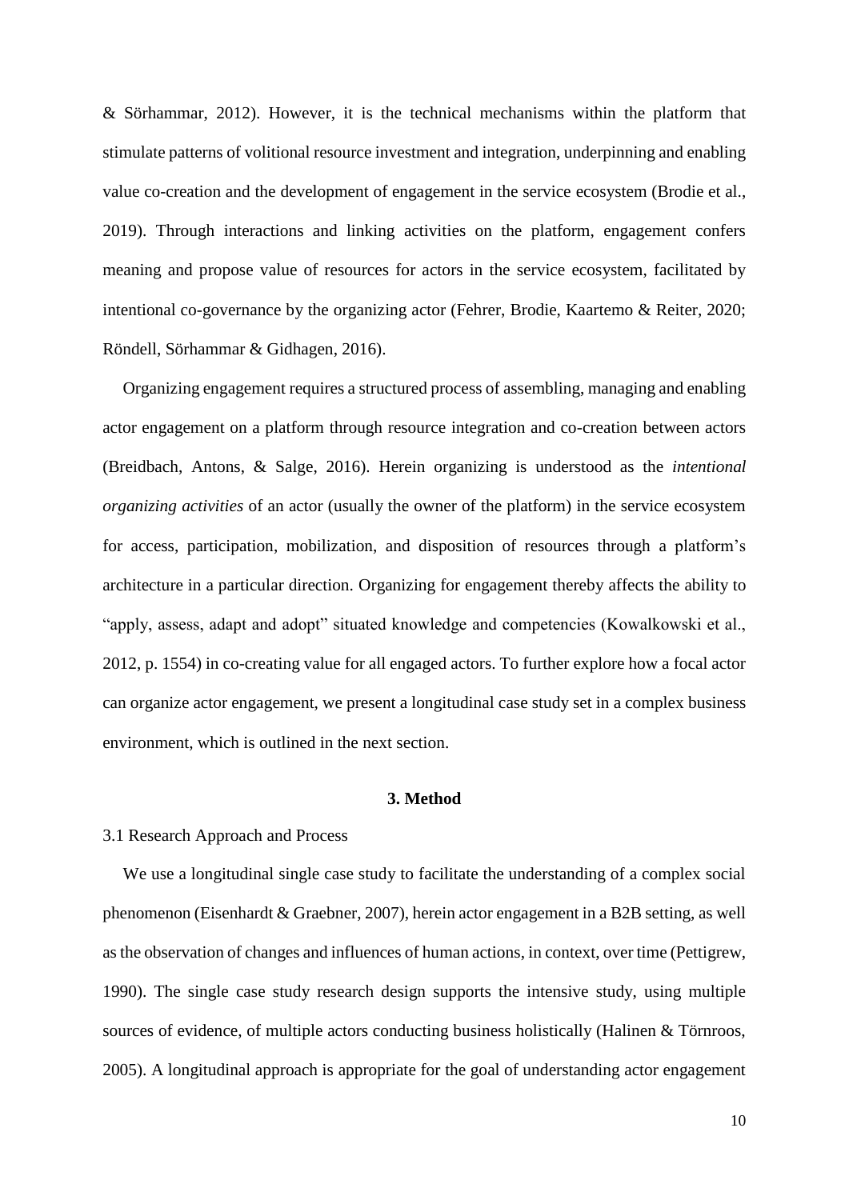& Sörhammar, 2012). However, it is the technical mechanisms within the platform that stimulate patterns of volitional resource investment and integration, underpinning and enabling value co-creation and the development of engagement in the service ecosystem (Brodie et al., 2019). Through interactions and linking activities on the platform, engagement confers meaning and propose value of resources for actors in the service ecosystem, facilitated by intentional co-governance by the organizing actor (Fehrer, Brodie, Kaartemo & Reiter, 2020; Röndell, Sörhammar & Gidhagen, 2016).

Organizing engagement requires a structured process of assembling, managing and enabling actor engagement on a platform through resource integration and co-creation between actors (Breidbach, Antons, & Salge, 2016). Herein organizing is understood as the *intentional organizing activities* of an actor (usually the owner of the platform) in the service ecosystem for access, participation, mobilization, and disposition of resources through a platform's architecture in a particular direction. Organizing for engagement thereby affects the ability to "apply, assess, adapt and adopt" situated knowledge and competencies (Kowalkowski et al., 2012, p. 1554) in co-creating value for all engaged actors. To further explore how a focal actor can organize actor engagement, we present a longitudinal case study set in a complex business environment, which is outlined in the next section.

## 3. Method

### 3.1 Research Approach and Process

We use a longitudinal single case study to facilitate the understanding of a complex social phenomenon (Eisenhardt & Graebner, 2007), herein actor engagement in a B2B setting, as well as the observation of changes and influences of human actions, in context, over time (Pettigrew, 1990). The single case study research design supports the intensive study, using multiple sources of evidence, of multiple actors conducting business holistically (Halinen & Törnroos, 2005). A longitudinal approach is appropriate for the goal of understanding actor engagement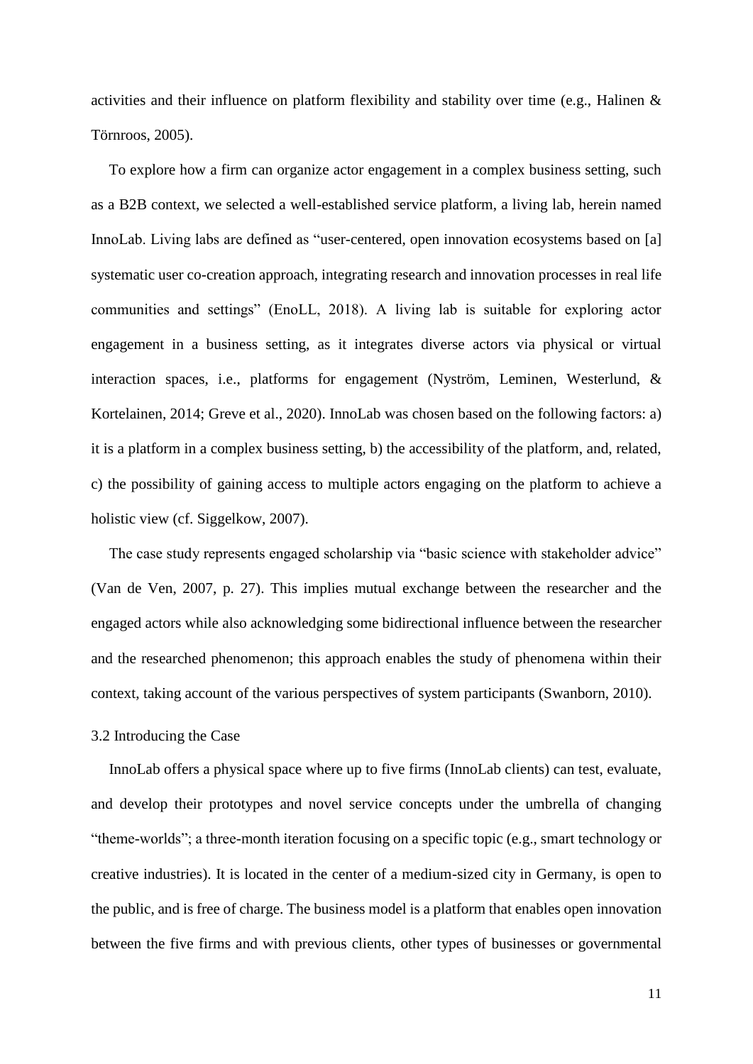activities and their influence on platform flexibility and stability over time (e.g., Halinen & Törnroos, 2005).

To explore how a firm can organize actor engagement in a complex business setting, such as a B2B context, we selected a well-established service platform, a living lab, herein named InnoLab. Living labs are defined as "user-centered, open innovation ecosystems based on [a] systematic user co-creation approach, integrating research and innovation processes in real life communities and settings" (EnoLL, 2018). A living lab is suitable for exploring actor engagement in a business setting, as it integrates diverse actors via physical or virtual interaction spaces, i.e., platforms for engagement (Nyström, Leminen, Westerlund, & Kortelainen, 2014; Greve et al., 2020). InnoLab was chosen based on the following factors: a) it is a platform in a complex business setting, b) the accessibility of the platform, and, related, c) the possibility of gaining access to multiple actors engaging on the platform to achieve a holistic view (cf. Siggelkow, 2007).

The case study represents engaged scholarship via "basic science with stakeholder advice" (Van de Ven, 2007, p. 27). This implies mutual exchange between the researcher and the engaged actors while also acknowledging some bidirectional influence between the researcher and the researched phenomenon; this approach enables the study of phenomena within their context, taking account of the various perspectives of system participants (Swanborn, 2010).

### 3.2 Introducing the Case

InnoLab offers a physical space where up to five firms (InnoLab clients) can test, evaluate, and develop their prototypes and novel service concepts under the umbrella of changing "theme-worlds"; a three-month iteration focusing on a specific topic (e.g., smart technology or creative industries). It is located in the center of a medium-sized city in Germany, is open to the public, and is free of charge. The business model is a platform that enables open innovation between the five firms and with previous clients, other types of businesses or governmental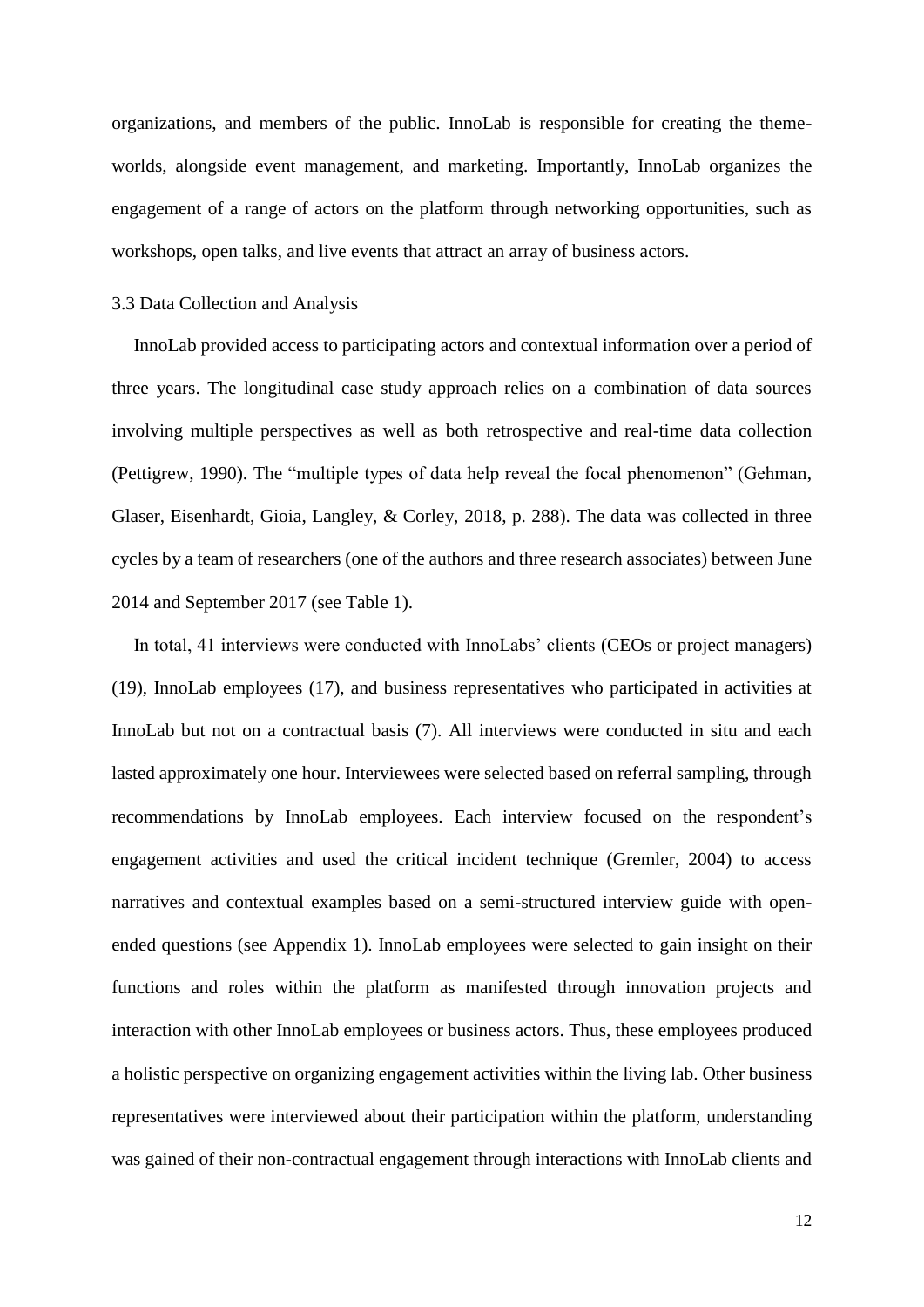organizations, and members of the public. InnoLab is responsible for creating the theme-worlds, alongside event management, and marketing. Importantly, InnoLab organizes the engagement of a range of actors on the platform through networking opportunities, such as workshops, open talks, and live events that attract an array of business actors.

### 3.3 Data Collection and Analysis

InnoLab provided access to participating actors and contextual information over a period of three years. The longitudinal case study approach relies on a combination of data sources involving multiple perspectives as well as both retrospective and real-time data collection (Pettigrew, 1990). The "multiple types of data help reveal the focal phenomenon" (Gehman, Glaser, Eisenhardt, Gioia, Langley, & Corley, 2018, p. 288). The data was collected in three cycles by a team of researchers (one of the authors and three research associates) between June 2014 and September 2017 (see Table 1).

In total, 41 interviews were conducted with InnoLabs' clients (CEOs or project managers) (19), InnoLab employees (17), and business representatives who participated in activities at InnoLab but not on a contractual basis (7). All interviews were conducted in situ and each lasted approximately one hour. Interviewees were selected based on referral sampling, through recommendations by InnoLab employees. Each interview focused on the respondent's engagement activities and used the critical incident technique (Gremler, 2004) to access narratives and contextual examples based on a semi-structured interview guide with open-ended questions (see Appendix 1). InnoLab employees were selected to gain insight on their functions and roles within the platform as manifested through innovation projects and interaction with other InnoLab employees or business actors. Thus, these employees produced a holistic perspective on organizing engagement activities within the living lab. Other business representatives were interviewed about their participation within the platform, understanding was gained of their non-contractual engagement through interactions with InnoLab clients and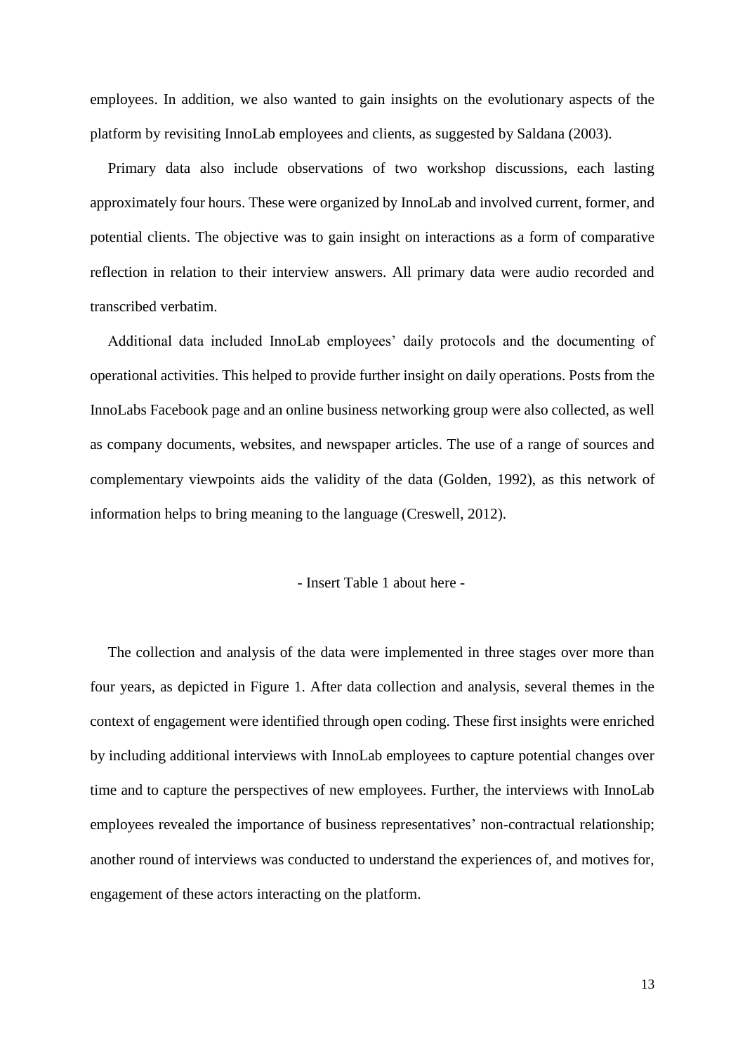employees. In addition, we also wanted to gain insights on the evolutionary aspects of the platform by revisiting InnoLab employees and clients, as suggested by Saldana (2003).

Primary data also include observations of two workshop discussions, each lasting approximately four hours. These were organized by InnoLab and involved current, former, and potential clients. The objective was to gain insight on interactions as a form of comparative reflection in relation to their interview answers. All primary data were audio recorded and transcribed verbatim.

Additional data included InnoLab employees' daily protocols and the documenting of operational activities. This helped to provide further insight on daily operations. Posts from the InnoLabs Facebook page and an online business networking group were also collected, as well as company documents, websites, and newspaper articles. The use of a range of sources and complementary viewpoints aids the validity of the data (Golden, 1992), as this network of information helps to bring meaning to the language (Creswell, 2012).

- Insert Table 1 about here -

The collection and analysis of the data were implemented in three stages over more than four years, as depicted in Figure 1. After data collection and analysis, several themes in the context of engagement were identified through open coding. These first insights were enriched by including additional interviews with InnoLab employees to capture potential changes over time and to capture the perspectives of new employees. Further, the interviews with InnoLab employees revealed the importance of business representatives' non-contractual relationship; another round of interviews was conducted to understand the experiences of, and motives for, engagement of these actors interacting on the platform.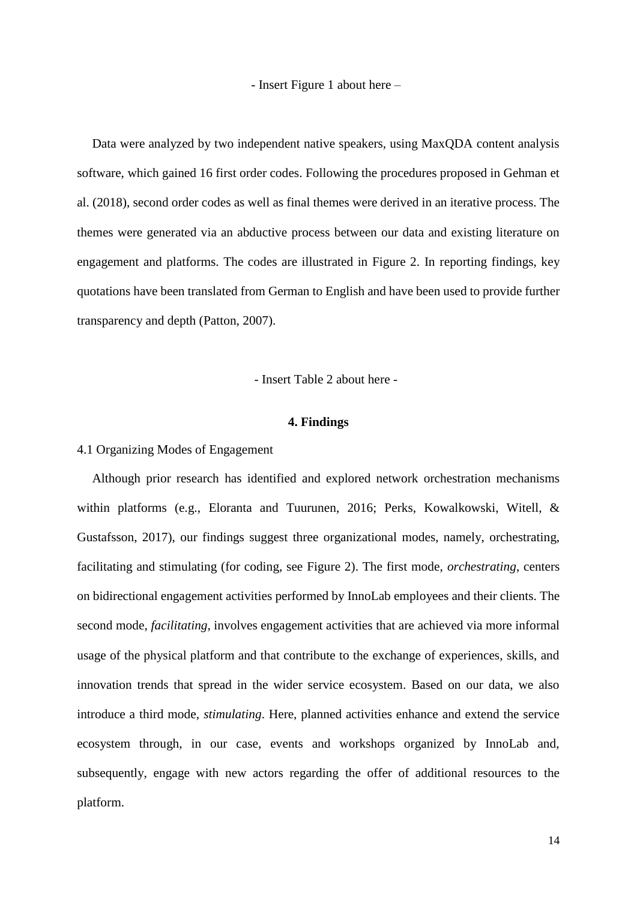- Insert Figure 1 about here –

Data were analyzed by two independent native speakers, using MaxQDA content analysis software, which gained 16 first order codes. Following the procedures proposed in Gehman et al. (2018), second order codes as well as final themes were derived in an iterative process. The themes were generated via an abductive process between our data and existing literature on engagement and platforms. The codes are illustrated in Figure 2. In reporting findings, key quotations have been translated from German to English and have been used to provide further transparency and depth (Patton, 2007).

- Insert Table 2 about here -

## 4. Findings

### 4.1 Organizing Modes of Engagement

Although prior research has identified and explored network orchestration mechanisms within platforms (e.g., Eloranta and Tuurunen, 2016; Perks, Kowalkowski, Witell, & Gustafsson, 2017), our findings suggest three organizational modes, namely, orchestrating, facilitating and stimulating (for coding, see Figure 2). The first mode, *orchestrating*, centers on bidirectional engagement activities performed by InnoLab employees and their clients. The second mode, *facilitating*, involves engagement activities that are achieved via more informal usage of the physical platform and that contribute to the exchange of experiences, skills, and innovation trends that spread in the wider service ecosystem. Based on our data, we also introduce a third mode, *stimulating*. Here, planned activities enhance and extend the service ecosystem through, in our case, events and workshops organized by InnoLab and, subsequently, engage with new actors regarding the offer of additional resources to the platform.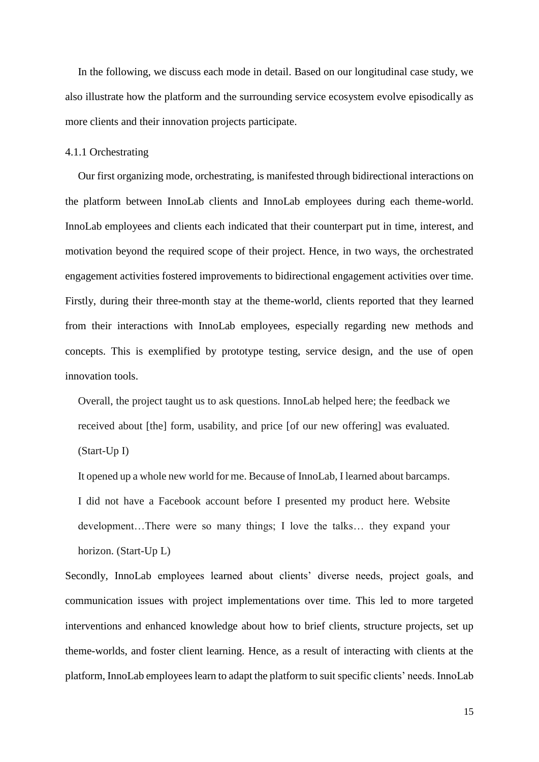In the following, we discuss each mode in detail. Based on our longitudinal case study, we also illustrate how the platform and the surrounding service ecosystem evolve episodically as more clients and their innovation projects participate.

#### 4.1.1 Orchestrating

Our first organizing mode, orchestrating, is manifested through bidirectional interactions on the platform between InnoLab clients and InnoLab employees during each theme-world. InnoLab employees and clients each indicated that their counterpart put in time, interest, and motivation beyond the required scope of their project. Hence, in two ways, the orchestrated engagement activities fostered improvements to bidirectional engagement activities over time. Firstly, during their three-month stay at the theme-world, clients reported that they learned from their interactions with InnoLab employees, especially regarding new methods and concepts. This is exemplified by prototype testing, service design, and the use of open innovation tools.

> Overall, the project taught us to ask questions. InnoLab helped here; the feedback we received about [the] form, usability, and price [of our new offering] was evaluated. (Start-Up I)

> It opened up a whole new world for me. Because of InnoLab, I learned about barcamps. I did not have a Facebook account before I presented my product here. Website development…There were so many things; I love the talks… they expand your horizon. (Start-Up L)

Secondly, InnoLab employees learned about clients' diverse needs, project goals, and communication issues with project implementations over time. This led to more targeted interventions and enhanced knowledge about how to brief clients, structure projects, set up theme-worlds, and foster client learning. Hence, as a result of interacting with clients at the platform, InnoLab employees learn to adapt the platform to suit specific clients' needs. InnoLab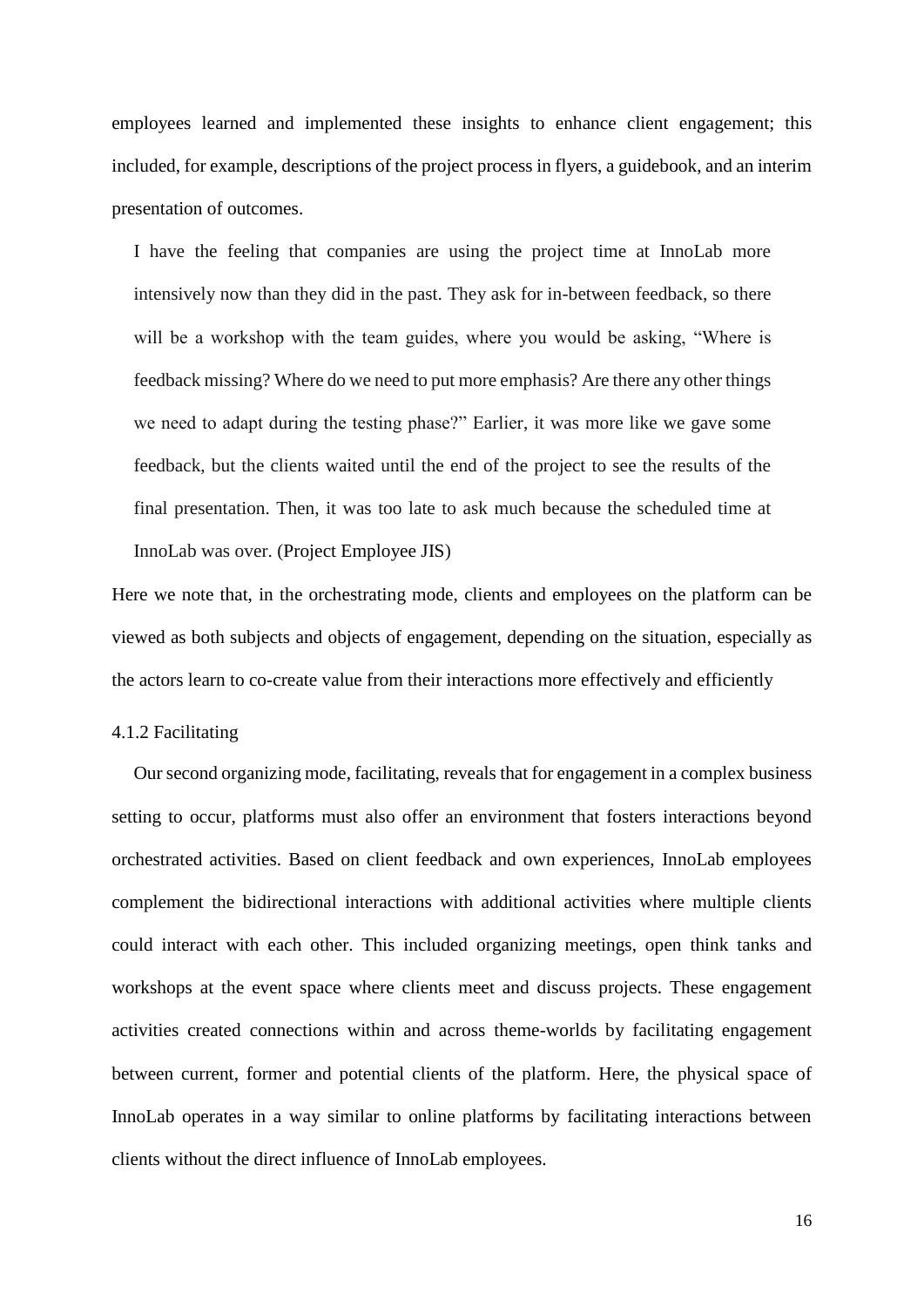employees learned and implemented these insights to enhance client engagement; this included, for example, descriptions of the project process in flyers, a guidebook, and an interim presentation of outcomes.

> I have the feeling that companies are using the project time at InnoLab more intensively now than they did in the past. They ask for in-between feedback, so there will be a workshop with the team guides, where you would be asking, "Where is feedback missing? Where do we need to put more emphasis? Are there any other things we need to adapt during the testing phase?" Earlier, it was more like we gave some feedback, but the clients waited until the end of the project to see the results of the final presentation. Then, it was too late to ask much because the scheduled time at InnoLab was over. (Project Employee JIS)

Here we note that, in the orchestrating mode, clients and employees on the platform can be viewed as both subjects and objects of engagement, depending on the situation, especially as the actors learn to co-create value from their interactions more effectively and efficiently

#### 4.1.2 Facilitating

Our second organizing mode, facilitating, reveals that for engagement in a complex business setting to occur, platforms must also offer an environment that fosters interactions beyond orchestrated activities. Based on client feedback and own experiences, InnoLab employees complement the bidirectional interactions with additional activities where multiple clients could interact with each other. This included organizing meetings, open think tanks and workshops at the event space where clients meet and discuss projects. These engagement activities created connections within and across theme-worlds by facilitating engagement between current, former and potential clients of the platform. Here, the physical space of InnoLab operates in a way similar to online platforms by facilitating interactions between clients without the direct influence of InnoLab employees.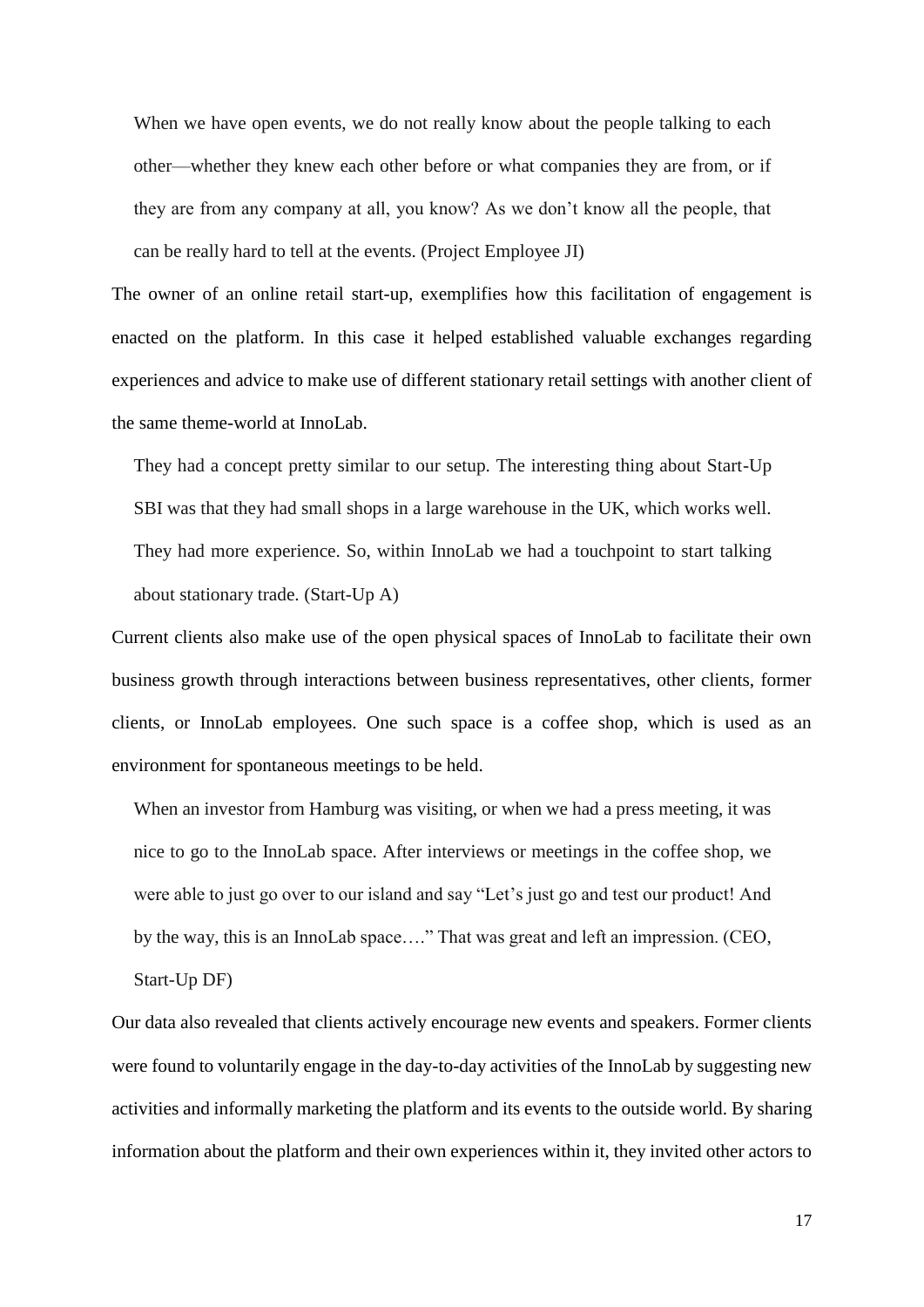> When we have open events, we do not really know about the people talking to each other—whether they knew each other before or what companies they are from, or if they are from any company at all, you know? As we don't know all the people, that can be really hard to tell at the events. (Project Employee JI)

The owner of an online retail start-up, exemplifies how this facilitation of engagement is enacted on the platform. In this case it helped established valuable exchanges regarding experiences and advice to make use of different stationary retail settings with another client of the same theme-world at InnoLab.

> They had a concept pretty similar to our setup. The interesting thing about Start-Up SBI was that they had small shops in a large warehouse in the UK, which works well. They had more experience. So, within InnoLab we had a touchpoint to start talking about stationary trade. (Start-Up A)

Current clients also make use of the open physical spaces of InnoLab to facilitate their own business growth through interactions between business representatives, other clients, former clients, or InnoLab employees. One such space is a coffee shop, which is used as an environment for spontaneous meetings to be held.

> When an investor from Hamburg was visiting, or when we had a press meeting, it was nice to go to the InnoLab space. After interviews or meetings in the coffee shop, we were able to just go over to our island and say "Let's just go and test our product! And by the way, this is an InnoLab space…." That was great and left an impression. (CEO, Start-Up DF)

Our data also revealed that clients actively encourage new events and speakers. Former clients were found to voluntarily engage in the day-to-day activities of the InnoLab by suggesting new activities and informally marketing the platform and its events to the outside world. By sharing information about the platform and their own experiences within it, they invited other actors to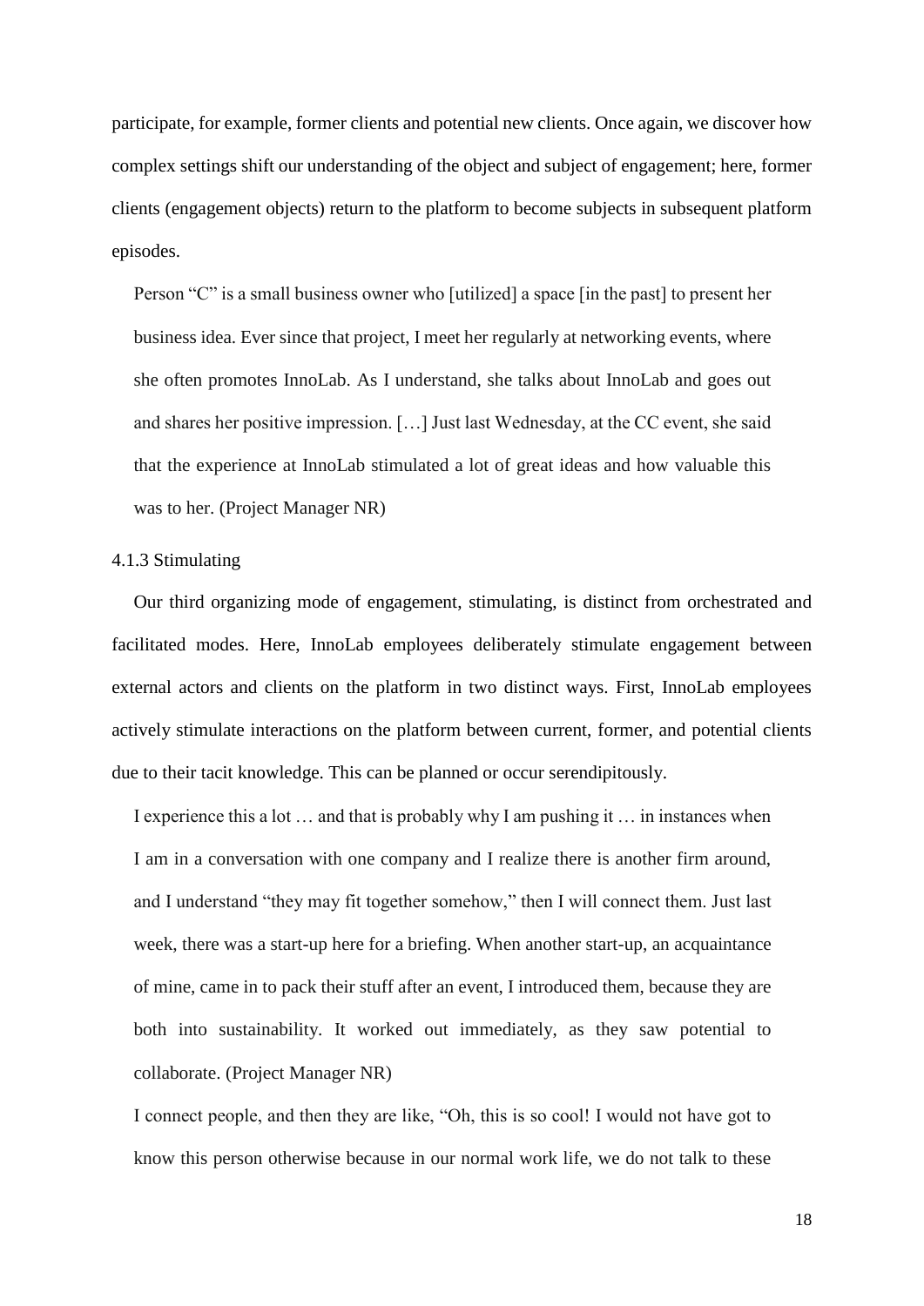participate, for example, former clients and potential new clients. Once again, we discover how complex settings shift our understanding of the object and subject of engagement; here, former clients (engagement objects) return to the platform to become subjects in subsequent platform episodes.

> Person "C" is a small business owner who [utilized] a space [in the past] to present her business idea. Ever since that project, I meet her regularly at networking events, where she often promotes InnoLab. As I understand, she talks about InnoLab and goes out and shares her positive impression. […] Just last Wednesday, at the CC event, she said that the experience at InnoLab stimulated a lot of great ideas and how valuable this was to her. (Project Manager NR)

#### 4.1.3 Stimulating

Our third organizing mode of engagement, stimulating, is distinct from orchestrated and facilitated modes. Here, InnoLab employees deliberately stimulate engagement between external actors and clients on the platform in two distinct ways. First, InnoLab employees actively stimulate interactions on the platform between current, former, and potential clients due to their tacit knowledge. This can be planned or occur serendipitously.

> I experience this a lot … and that is probably why I am pushing it … in instances when I am in a conversation with one company and I realize there is another firm around, and I understand "they may fit together somehow," then I will connect them. Just last week, there was a start-up here for a briefing. When another start-up, an acquaintance of mine, came in to pack their stuff after an event, I introduced them, because they are both into sustainability. It worked out immediately, as they saw potential to collaborate. (Project Manager NR)

> I connect people, and then they are like, "Oh, this is so cool! I would not have got to know this person otherwise because in our normal work life, we do not talk to these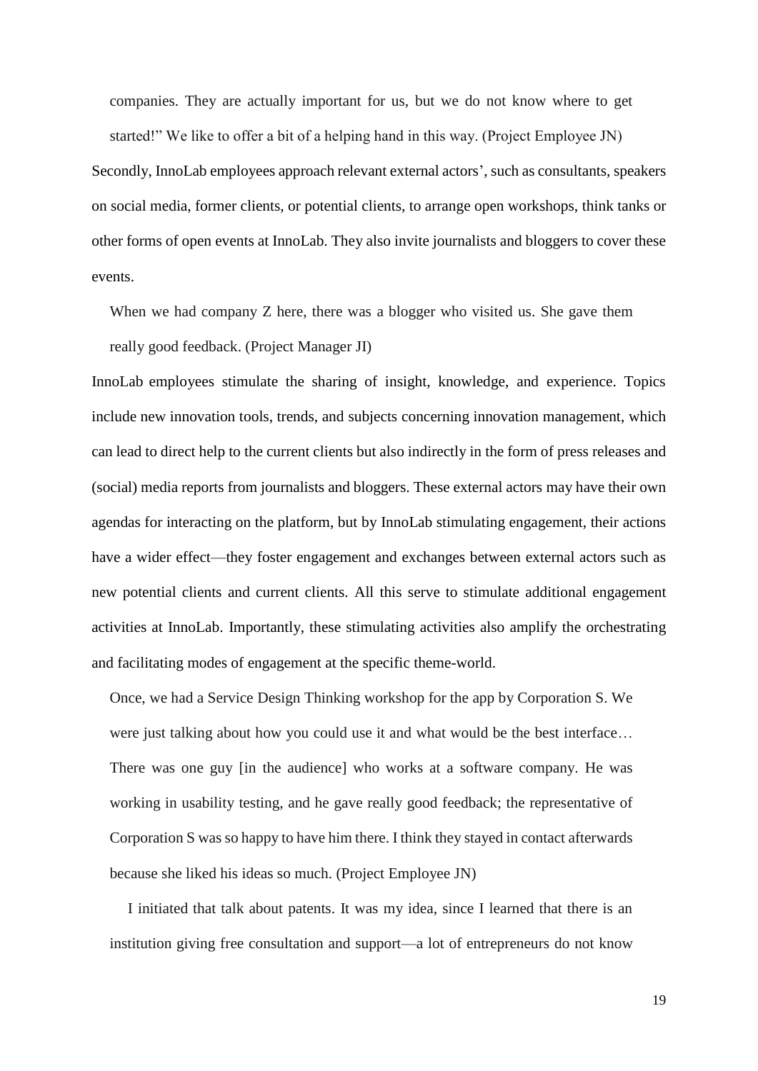companies. They are actually important for us, but we do not know where to get started!" We like to offer a bit of a helping hand in this way. (Project Employee JN)

Secondly, InnoLab employees approach relevant external actors', such as consultants, speakers on social media, former clients, or potential clients, to arrange open workshops, think tanks or other forms of open events at InnoLab. They also invite journalists and bloggers to cover these events.

> When we had company Z here, there was a blogger who visited us. She gave them really good feedback. (Project Manager JI)

InnoLab employees stimulate the sharing of insight, knowledge, and experience. Topics include new innovation tools, trends, and subjects concerning innovation management, which can lead to direct help to the current clients but also indirectly in the form of press releases and (social) media reports from journalists and bloggers. These external actors may have their own agendas for interacting on the platform, but by InnoLab stimulating engagement, their actions have a wider effect—they foster engagement and exchanges between external actors such as new potential clients and current clients. All this serve to stimulate additional engagement activities at InnoLab. Importantly, these stimulating activities also amplify the orchestrating and facilitating modes of engagement at the specific theme-world.

> Once, we had a Service Design Thinking workshop for the app by Corporation S. We were just talking about how you could use it and what would be the best interface… There was one guy [in the audience] who works at a software company. He was working in usability testing, and he gave really good feedback; the representative of Corporation S was so happy to have him there. I think they stayed in contact afterwards because she liked his ideas so much. (Project Employee JN)

> I initiated that talk about patents. It was my idea, since I learned that there is an institution giving free consultation and support—a lot of entrepreneurs do not know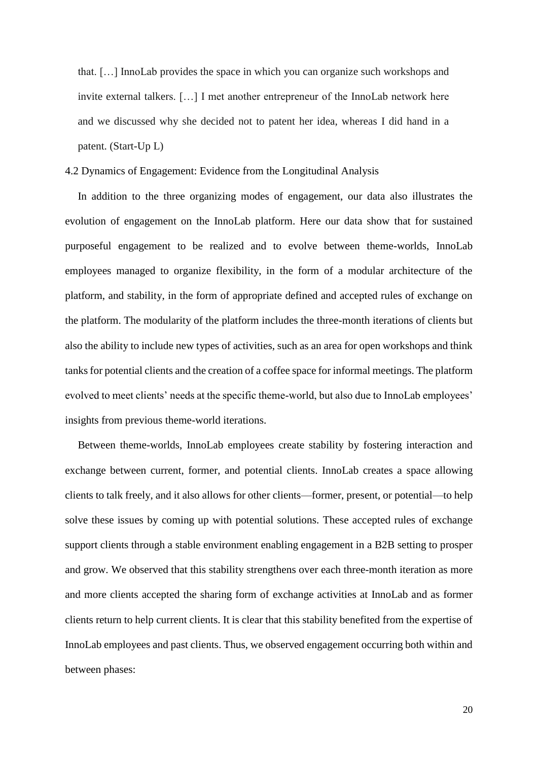> that. […] InnoLab provides the space in which you can organize such workshops and invite external talkers. […] I met another entrepreneur of the InnoLab network here and we discussed why she decided not to patent her idea, whereas I did hand in a patent. (Start-Up L)

### 4.2 Dynamics of Engagement: Evidence from the Longitudinal Analysis

In addition to the three organizing modes of engagement, our data also illustrates the evolution of engagement on the InnoLab platform. Here our data show that for sustained purposeful engagement to be realized and to evolve between theme-worlds, InnoLab employees managed to organize flexibility, in the form of a modular architecture of the platform, and stability, in the form of appropriate defined and accepted rules of exchange on the platform. The modularity of the platform includes the three-month iterations of clients but also the ability to include new types of activities, such as an area for open workshops and think tanks for potential clients and the creation of a coffee space for informal meetings. The platform evolved to meet clients' needs at the specific theme-world, but also due to InnoLab employees' insights from previous theme-world iterations.

Between theme-worlds, InnoLab employees create stability by fostering interaction and exchange between current, former, and potential clients. InnoLab creates a space allowing clients to talk freely, and it also allows for other clients—former, present, or potential—to help solve these issues by coming up with potential solutions. These accepted rules of exchange support clients through a stable environment enabling engagement in a B2B setting to prosper and grow. We observed that this stability strengthens over each three-month iteration as more and more clients accepted the sharing form of exchange activities at InnoLab and as former clients return to help current clients. It is clear that this stability benefited from the expertise of InnoLab employees and past clients. Thus, we observed engagement occurring both within and between phases: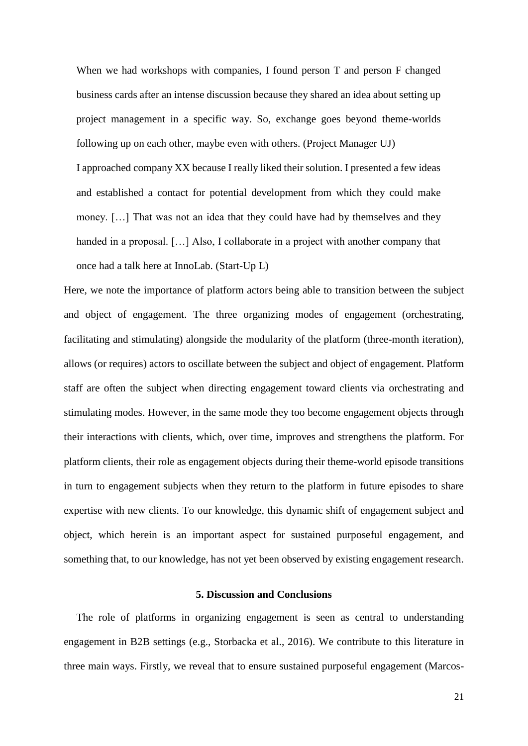> When we had workshops with companies, I found person T and person F changed business cards after an intense discussion because they shared an idea about setting up project management in a specific way. So, exchange goes beyond theme-worlds following up on each other, maybe even with others. (Project Manager UJ)
>
> I approached company XX because I really liked their solution. I presented a few ideas and established a contact for potential development from which they could make money. […] That was not an idea that they could have had by themselves and they handed in a proposal. […] Also, I collaborate in a project with another company that once had a talk here at InnoLab. (Start-Up L)

Here, we note the importance of platform actors being able to transition between the subject and object of engagement. The three organizing modes of engagement (orchestrating, facilitating and stimulating) alongside the modularity of the platform (three-month iteration), allows (or requires) actors to oscillate between the subject and object of engagement. Platform staff are often the subject when directing engagement toward clients via orchestrating and stimulating modes. However, in the same mode they too become engagement objects through their interactions with clients, which, over time, improves and strengthens the platform. For platform clients, their role as engagement objects during their theme-world episode transitions in turn to engagement subjects when they return to the platform in future episodes to share expertise with new clients. To our knowledge, this dynamic shift of engagement subject and object, which herein is an important aspect for sustained purposeful engagement, and something that, to our knowledge, has not yet been observed by existing engagement research.

## 5. Discussion and Conclusions

The role of platforms in organizing engagement is seen as central to understanding engagement in B2B settings (e.g., Storbacka et al., 2016). We contribute to this literature in three main ways. Firstly, we reveal that to ensure sustained purposeful engagement (Marcos-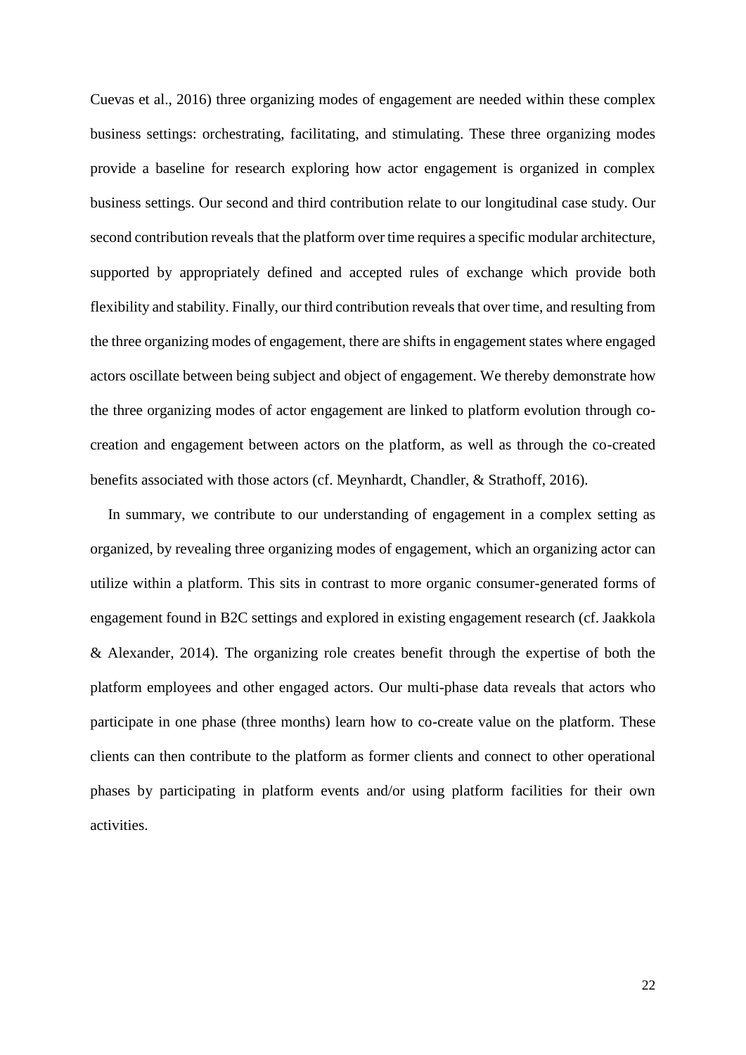Cuevas et al., 2016) three organizing modes of engagement are needed within these complex business settings: orchestrating, facilitating, and stimulating. These three organizing modes provide a baseline for research exploring how actor engagement is organized in complex business settings. Our second and third contribution relate to our longitudinal case study. Our second contribution reveals that the platform over time requires a specific modular architecture, supported by appropriately defined and accepted rules of exchange which provide both flexibility and stability. Finally, our third contribution reveals that over time, and resulting from the three organizing modes of engagement, there are shifts in engagement states where engaged actors oscillate between being subject and object of engagement. We thereby demonstrate how the three organizing modes of actor engagement are linked to platform evolution through co-creation and engagement between actors on the platform, as well as through the co-created benefits associated with those actors (cf. Meynhardt, Chandler, & Strathoff, 2016).

In summary, we contribute to our understanding of engagement in a complex setting as organized, by revealing three organizing modes of engagement, which an organizing actor can utilize within a platform. This sits in contrast to more organic consumer-generated forms of engagement found in B2C settings and explored in existing engagement research (cf. Jaakkola & Alexander, 2014). The organizing role creates benefit through the expertise of both the platform employees and other engaged actors. Our multi-phase data reveals that actors who participate in one phase (three months) learn how to co-create value on the platform. These clients can then contribute to the platform as former clients and connect to other operational phases by participating in platform events and/or using platform facilities for their own activities.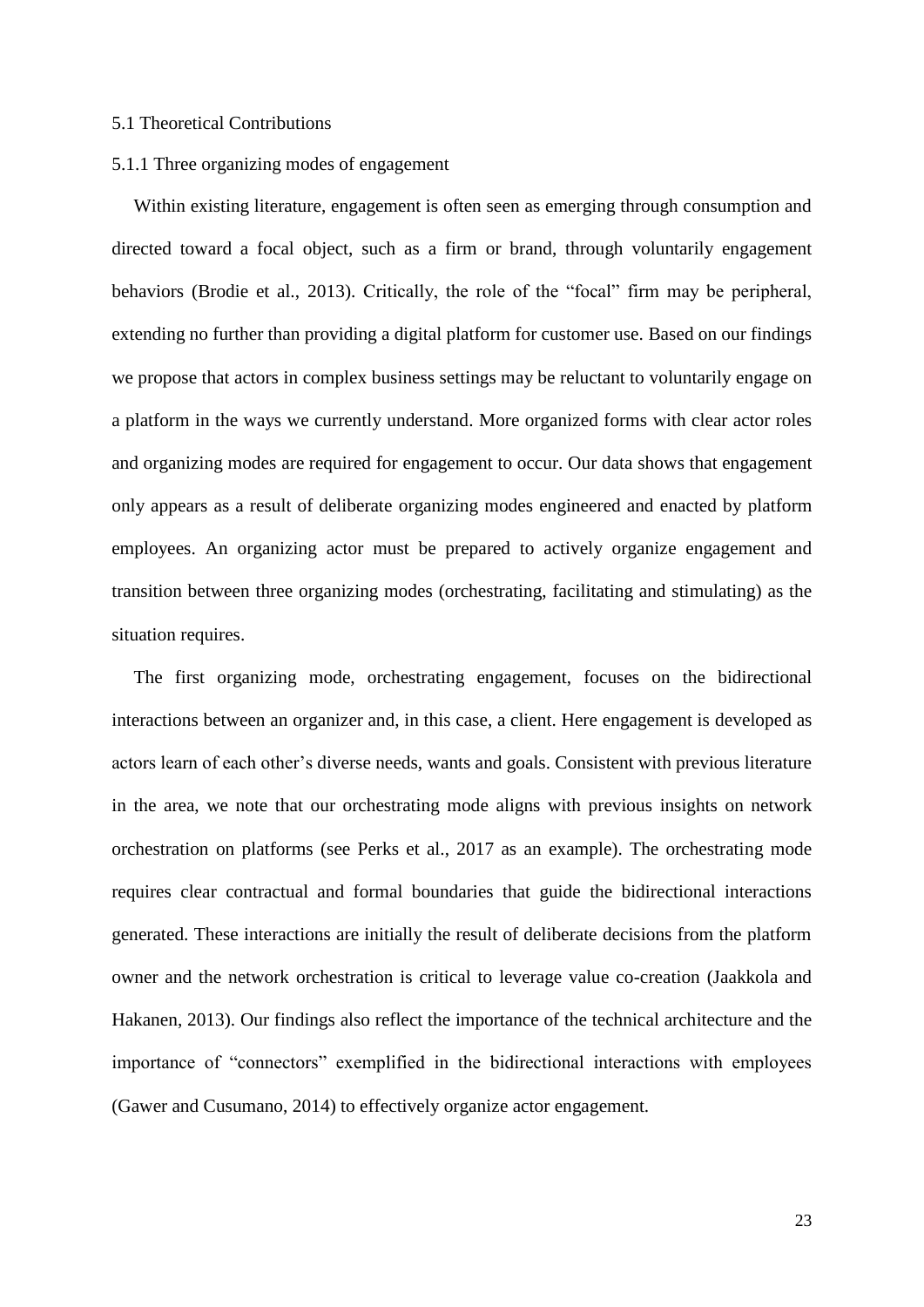## 5.1 Theoretical Contributions

### 5.1.1 Three organizing modes of engagement

Within existing literature, engagement is often seen as emerging through consumption and directed toward a focal object, such as a firm or brand, through voluntarily engagement behaviors (Brodie et al., 2013). Critically, the role of the "focal" firm may be peripheral, extending no further than providing a digital platform for customer use. Based on our findings we propose that actors in complex business settings may be reluctant to voluntarily engage on a platform in the ways we currently understand. More organized forms with clear actor roles and organizing modes are required for engagement to occur. Our data shows that engagement only appears as a result of deliberate organizing modes engineered and enacted by platform employees. An organizing actor must be prepared to actively organize engagement and transition between three organizing modes (orchestrating, facilitating and stimulating) as the situation requires.

The first organizing mode, orchestrating engagement, focuses on the bidirectional interactions between an organizer and, in this case, a client. Here engagement is developed as actors learn of each other's diverse needs, wants and goals. Consistent with previous literature in the area, we note that our orchestrating mode aligns with previous insights on network orchestration on platforms (see Perks et al., 2017 as an example). The orchestrating mode requires clear contractual and formal boundaries that guide the bidirectional interactions generated. These interactions are initially the result of deliberate decisions from the platform owner and the network orchestration is critical to leverage value co-creation (Jaakkola and Hakanen, 2013). Our findings also reflect the importance of the technical architecture and the importance of "connectors" exemplified in the bidirectional interactions with employees (Gawer and Cusumano, 2014) to effectively organize actor engagement.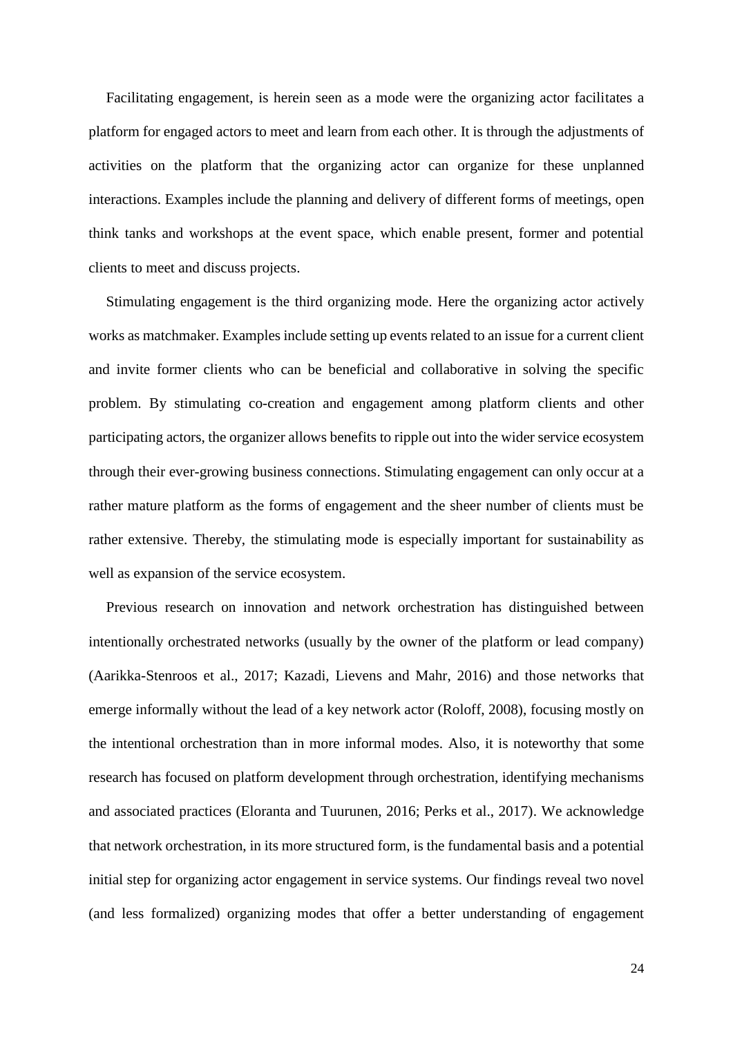Facilitating engagement, is herein seen as a mode were the organizing actor facilitates a platform for engaged actors to meet and learn from each other. It is through the adjustments of activities on the platform that the organizing actor can organize for these unplanned interactions. Examples include the planning and delivery of different forms of meetings, open think tanks and workshops at the event space, which enable present, former and potential clients to meet and discuss projects.

Stimulating engagement is the third organizing mode. Here the organizing actor actively works as matchmaker. Examples include setting up events related to an issue for a current client and invite former clients who can be beneficial and collaborative in solving the specific problem. By stimulating co-creation and engagement among platform clients and other participating actors, the organizer allows benefits to ripple out into the wider service ecosystem through their ever-growing business connections. Stimulating engagement can only occur at a rather mature platform as the forms of engagement and the sheer number of clients must be rather extensive. Thereby, the stimulating mode is especially important for sustainability as well as expansion of the service ecosystem.

Previous research on innovation and network orchestration has distinguished between intentionally orchestrated networks (usually by the owner of the platform or lead company) (Aarikka-Stenroos et al., 2017; Kazadi, Lievens and Mahr, 2016) and those networks that emerge informally without the lead of a key network actor (Roloff, 2008), focusing mostly on the intentional orchestration than in more informal modes. Also, it is noteworthy that some research has focused on platform development through orchestration, identifying mechanisms and associated practices (Eloranta and Tuurunen, 2016; Perks et al., 2017). We acknowledge that network orchestration, in its more structured form, is the fundamental basis and a potential initial step for organizing actor engagement in service systems. Our findings reveal two novel (and less formalized) organizing modes that offer a better understanding of engagement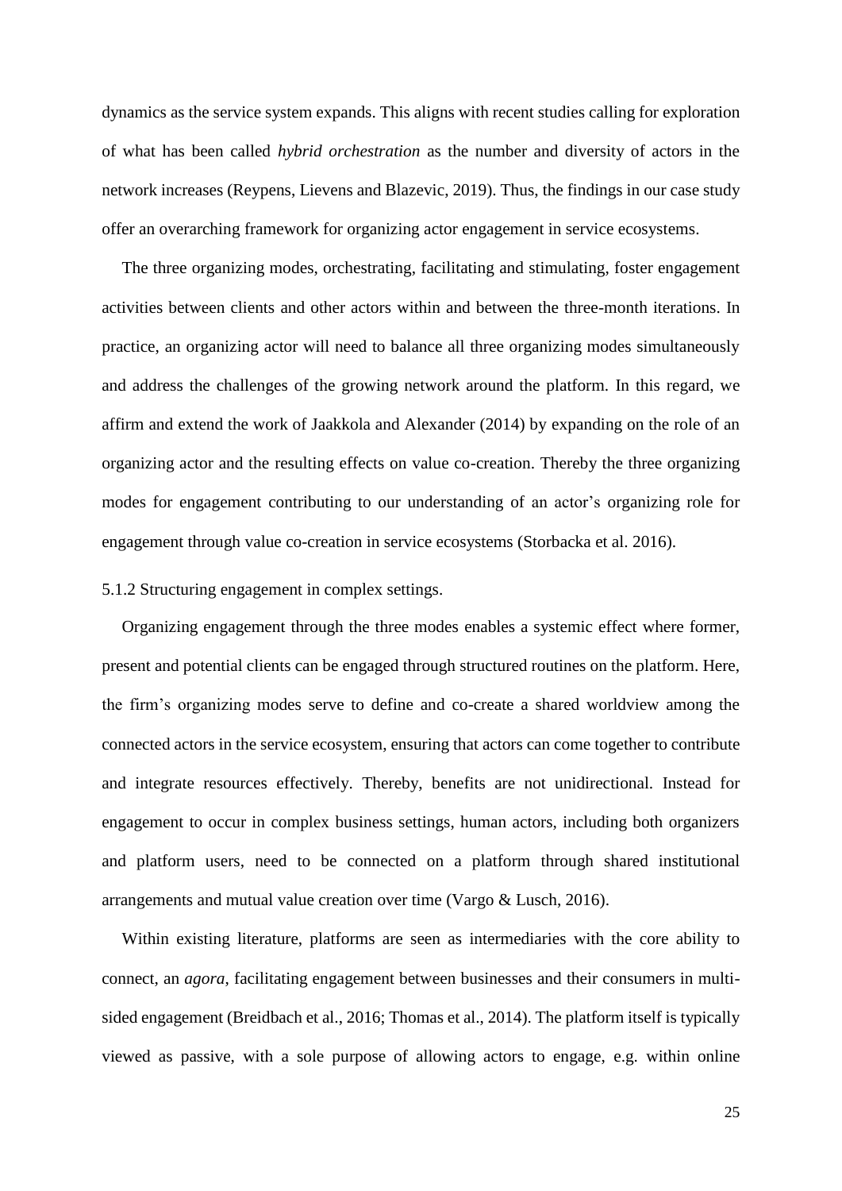dynamics as the service system expands. This aligns with recent studies calling for exploration of what has been called *hybrid orchestration* as the number and diversity of actors in the network increases (Reypens, Lievens and Blazevic, 2019). Thus, the findings in our case study offer an overarching framework for organizing actor engagement in service ecosystems.

The three organizing modes, orchestrating, facilitating and stimulating, foster engagement activities between clients and other actors within and between the three-month iterations. In practice, an organizing actor will need to balance all three organizing modes simultaneously and address the challenges of the growing network around the platform. In this regard, we affirm and extend the work of Jaakkola and Alexander (2014) by expanding on the role of an organizing actor and the resulting effects on value co-creation. Thereby the three organizing modes for engagement contributing to our understanding of an actor's organizing role for engagement through value co-creation in service ecosystems (Storbacka et al. 2016).

#### 5.1.2 Structuring engagement in complex settings.

Organizing engagement through the three modes enables a systemic effect where former, present and potential clients can be engaged through structured routines on the platform. Here, the firm's organizing modes serve to define and co-create a shared worldview among the connected actors in the service ecosystem, ensuring that actors can come together to contribute and integrate resources effectively. Thereby, benefits are not unidirectional. Instead for engagement to occur in complex business settings, human actors, including both organizers and platform users, need to be connected on a platform through shared institutional arrangements and mutual value creation over time (Vargo & Lusch, 2016).

Within existing literature, platforms are seen as intermediaries with the core ability to connect, an *agora*, facilitating engagement between businesses and their consumers in multi-sided engagement (Breidbach et al., 2016; Thomas et al., 2014). The platform itself is typically viewed as passive, with a sole purpose of allowing actors to engage, e.g. within online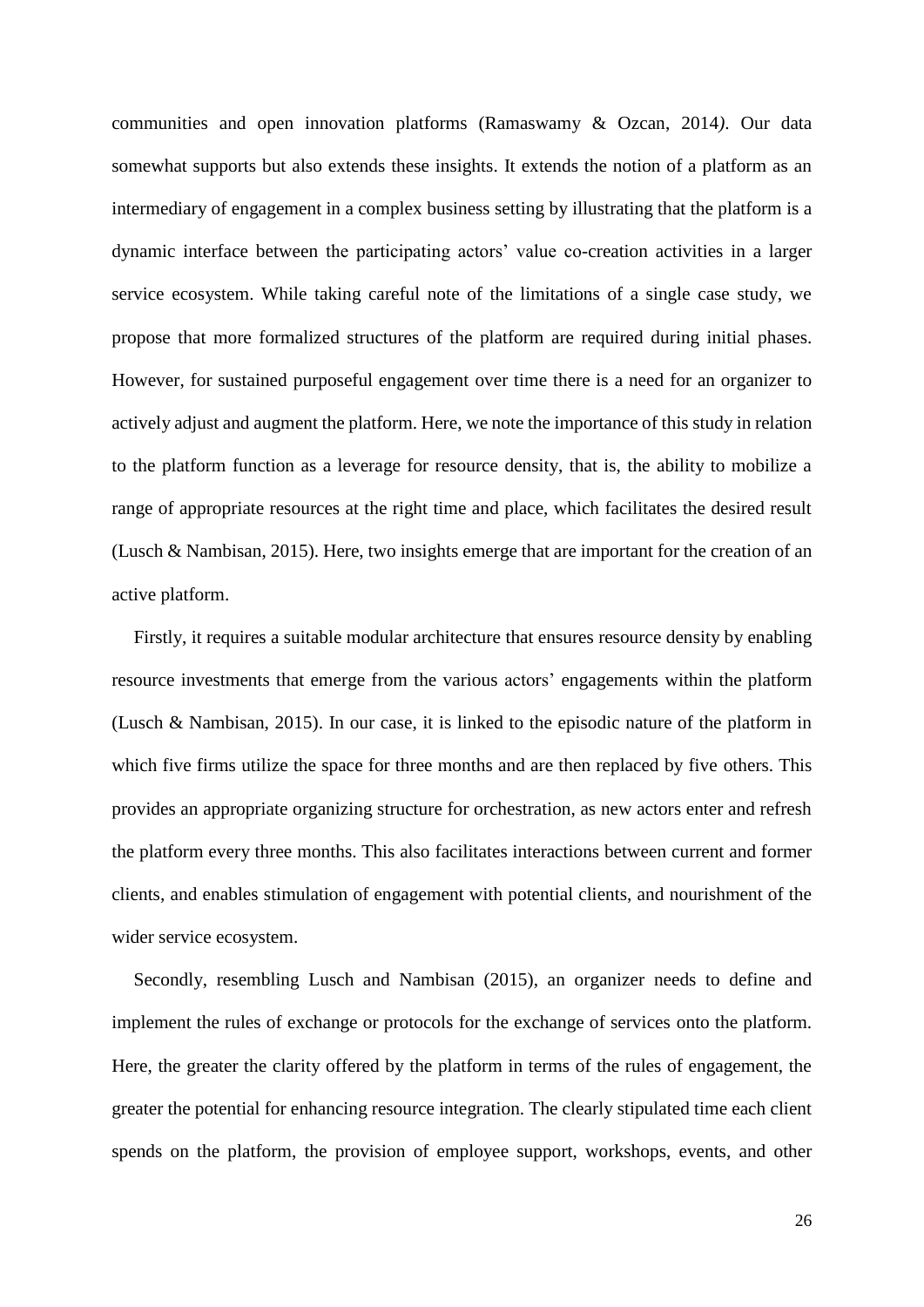communities and open innovation platforms (Ramaswamy & Ozcan, 2014). Our data somewhat supports but also extends these insights. It extends the notion of a platform as an intermediary of engagement in a complex business setting by illustrating that the platform is a dynamic interface between the participating actors' value co-creation activities in a larger service ecosystem. While taking careful note of the limitations of a single case study, we propose that more formalized structures of the platform are required during initial phases. However, for sustained purposeful engagement over time there is a need for an organizer to actively adjust and augment the platform. Here, we note the importance of this study in relation to the platform function as a leverage for resource density, that is, the ability to mobilize a range of appropriate resources at the right time and place, which facilitates the desired result (Lusch & Nambisan, 2015). Here, two insights emerge that are important for the creation of an active platform.

Firstly, it requires a suitable modular architecture that ensures resource density by enabling resource investments that emerge from the various actors' engagements within the platform (Lusch & Nambisan, 2015). In our case, it is linked to the episodic nature of the platform in which five firms utilize the space for three months and are then replaced by five others. This provides an appropriate organizing structure for orchestration, as new actors enter and refresh the platform every three months. This also facilitates interactions between current and former clients, and enables stimulation of engagement with potential clients, and nourishment of the wider service ecosystem.

Secondly, resembling Lusch and Nambisan (2015), an organizer needs to define and implement the rules of exchange or protocols for the exchange of services onto the platform. Here, the greater the clarity offered by the platform in terms of the rules of engagement, the greater the potential for enhancing resource integration. The clearly stipulated time each client spends on the platform, the provision of employee support, workshops, events, and other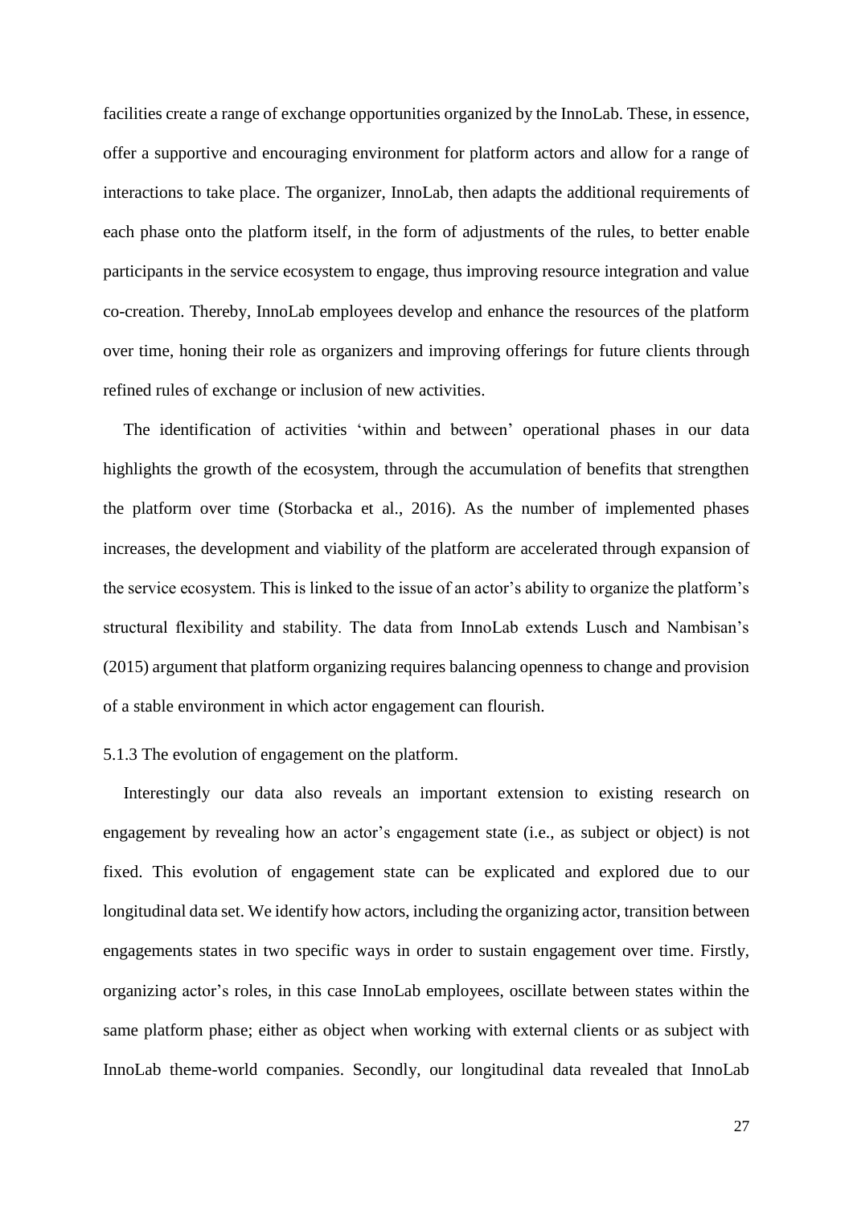facilities create a range of exchange opportunities organized by the InnoLab. These, in essence, offer a supportive and encouraging environment for platform actors and allow for a range of interactions to take place. The organizer, InnoLab, then adapts the additional requirements of each phase onto the platform itself, in the form of adjustments of the rules, to better enable participants in the service ecosystem to engage, thus improving resource integration and value co-creation. Thereby, InnoLab employees develop and enhance the resources of the platform over time, honing their role as organizers and improving offerings for future clients through refined rules of exchange or inclusion of new activities.

The identification of activities 'within and between' operational phases in our data highlights the growth of the ecosystem, through the accumulation of benefits that strengthen the platform over time (Storbacka et al., 2016). As the number of implemented phases increases, the development and viability of the platform are accelerated through expansion of the service ecosystem. This is linked to the issue of an actor's ability to organize the platform's structural flexibility and stability. The data from InnoLab extends Lusch and Nambisan's (2015) argument that platform organizing requires balancing openness to change and provision of a stable environment in which actor engagement can flourish.

### 5.1.3 The evolution of engagement on the platform.

Interestingly our data also reveals an important extension to existing research on engagement by revealing how an actor's engagement state (i.e., as subject or object) is not fixed. This evolution of engagement state can be explicated and explored due to our longitudinal data set. We identify how actors, including the organizing actor, transition between engagements states in two specific ways in order to sustain engagement over time. Firstly, organizing actor's roles, in this case InnoLab employees, oscillate between states within the same platform phase; either as object when working with external clients or as subject with InnoLab theme-world companies. Secondly, our longitudinal data revealed that InnoLab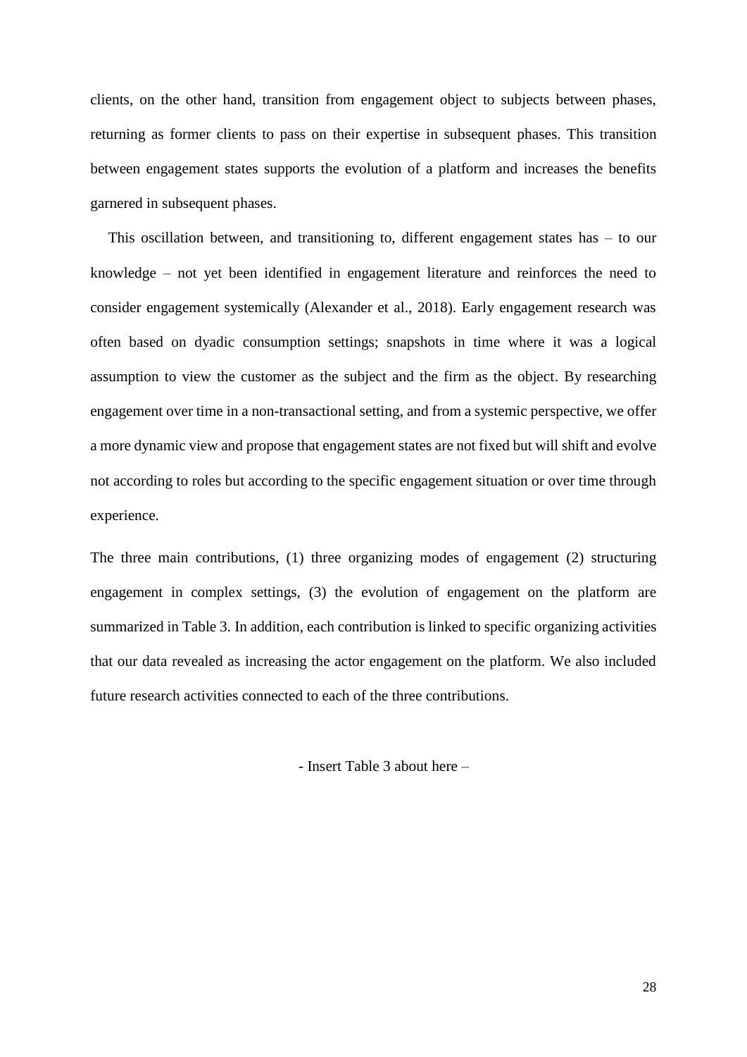clients, on the other hand, transition from engagement object to subjects between phases, returning as former clients to pass on their expertise in subsequent phases. This transition between engagement states supports the evolution of a platform and increases the benefits garnered in subsequent phases.

This oscillation between, and transitioning to, different engagement states has – to our knowledge – not yet been identified in engagement literature and reinforces the need to consider engagement systemically (Alexander et al., 2018). Early engagement research was often based on dyadic consumption settings; snapshots in time where it was a logical assumption to view the customer as the subject and the firm as the object. By researching engagement over time in a non-transactional setting, and from a systemic perspective, we offer a more dynamic view and propose that engagement states are not fixed but will shift and evolve not according to roles but according to the specific engagement situation or over time through experience.

The three main contributions, (1) three organizing modes of engagement (2) structuring engagement in complex settings, (3) the evolution of engagement on the platform are summarized in Table 3. In addition, each contribution is linked to specific organizing activities that our data revealed as increasing the actor engagement on the platform. We also included future research activities connected to each of the three contributions.

- Insert Table 3 about here –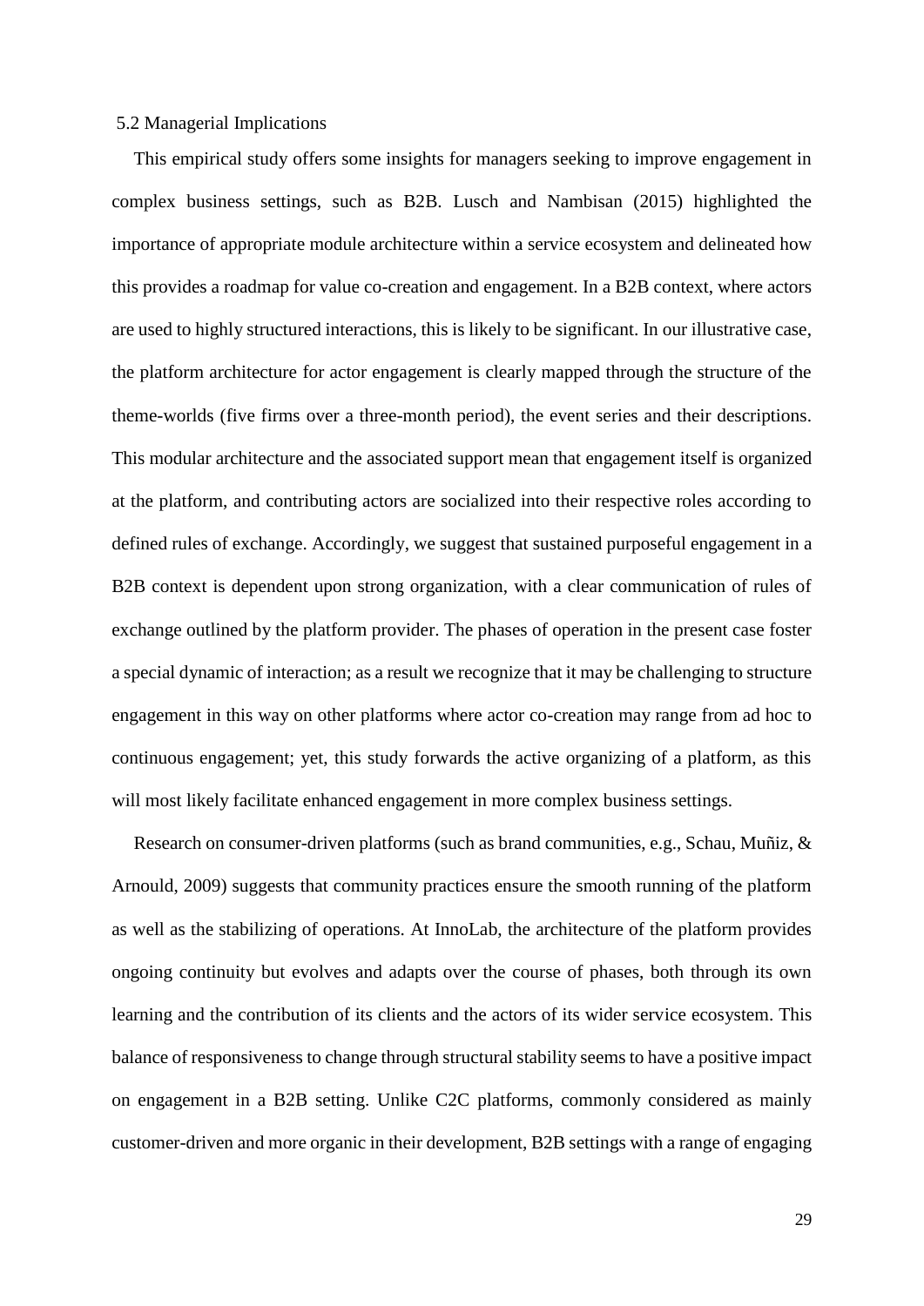## 5.2 Managerial Implications

This empirical study offers some insights for managers seeking to improve engagement in complex business settings, such as B2B. Lusch and Nambisan (2015) highlighted the importance of appropriate module architecture within a service ecosystem and delineated how this provides a roadmap for value co-creation and engagement. In a B2B context, where actors are used to highly structured interactions, this is likely to be significant. In our illustrative case, the platform architecture for actor engagement is clearly mapped through the structure of the theme-worlds (five firms over a three-month period), the event series and their descriptions. This modular architecture and the associated support mean that engagement itself is organized at the platform, and contributing actors are socialized into their respective roles according to defined rules of exchange. Accordingly, we suggest that sustained purposeful engagement in a B2B context is dependent upon strong organization, with a clear communication of rules of exchange outlined by the platform provider. The phases of operation in the present case foster a special dynamic of interaction; as a result we recognize that it may be challenging to structure engagement in this way on other platforms where actor co-creation may range from ad hoc to continuous engagement; yet, this study forwards the active organizing of a platform, as this will most likely facilitate enhanced engagement in more complex business settings.

Research on consumer-driven platforms (such as brand communities, e.g., Schau, Muñiz, & Arnould, 2009) suggests that community practices ensure the smooth running of the platform as well as the stabilizing of operations. At InnoLab, the architecture of the platform provides ongoing continuity but evolves and adapts over the course of phases, both through its own learning and the contribution of its clients and the actors of its wider service ecosystem. This balance of responsiveness to change through structural stability seems to have a positive impact on engagement in a B2B setting. Unlike C2C platforms, commonly considered as mainly customer-driven and more organic in their development, B2B settings with a range of engaging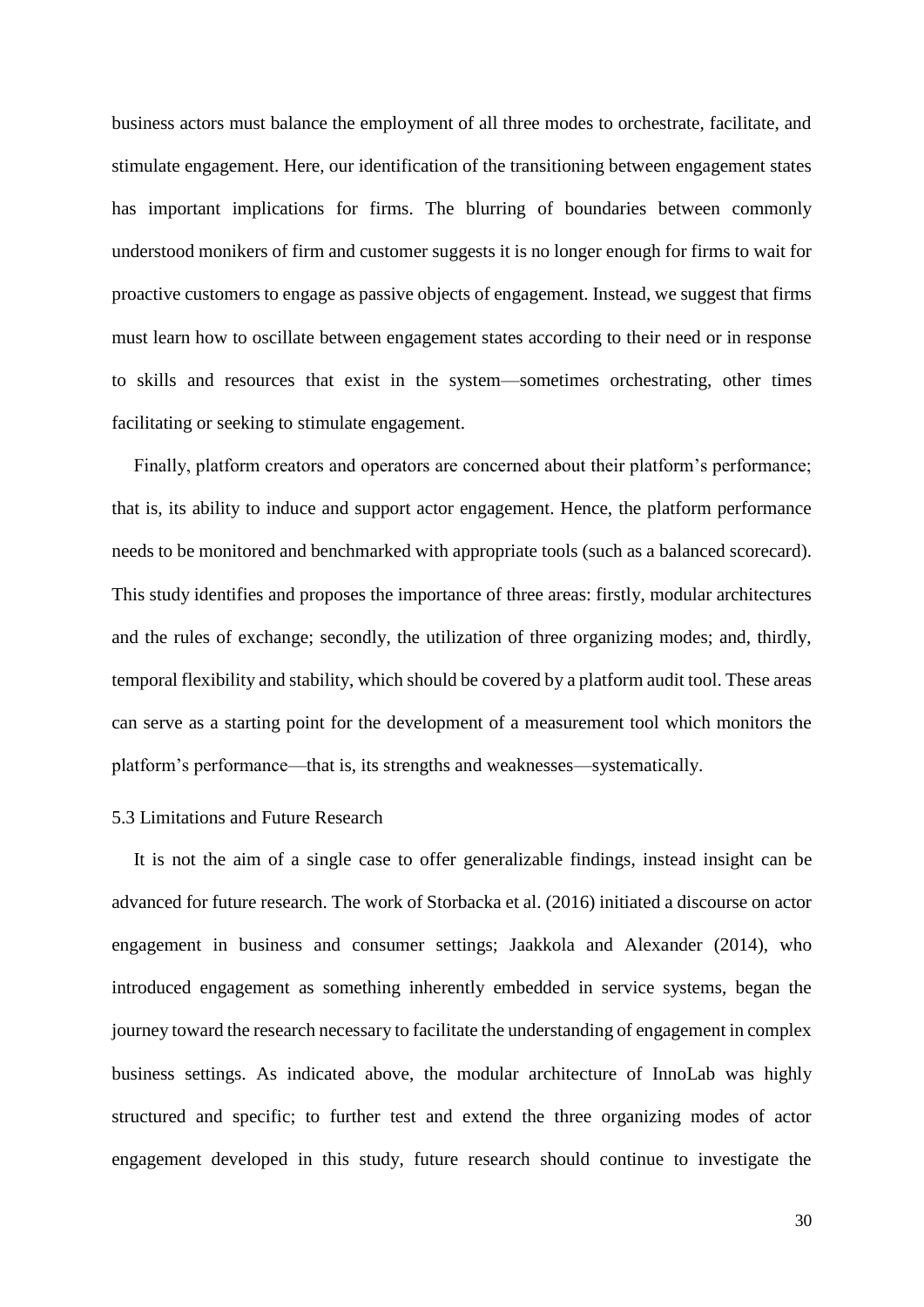business actors must balance the employment of all three modes to orchestrate, facilitate, and stimulate engagement. Here, our identification of the transitioning between engagement states has important implications for firms. The blurring of boundaries between commonly understood monikers of firm and customer suggests it is no longer enough for firms to wait for proactive customers to engage as passive objects of engagement. Instead, we suggest that firms must learn how to oscillate between engagement states according to their need or in response to skills and resources that exist in the system—sometimes orchestrating, other times facilitating or seeking to stimulate engagement.

Finally, platform creators and operators are concerned about their platform's performance; that is, its ability to induce and support actor engagement. Hence, the platform performance needs to be monitored and benchmarked with appropriate tools (such as a balanced scorecard). This study identifies and proposes the importance of three areas: firstly, modular architectures and the rules of exchange; secondly, the utilization of three organizing modes; and, thirdly, temporal flexibility and stability, which should be covered by a platform audit tool. These areas can serve as a starting point for the development of a measurement tool which monitors the platform's performance—that is, its strengths and weaknesses—systematically.

### 5.3 Limitations and Future Research

It is not the aim of a single case to offer generalizable findings, instead insight can be advanced for future research. The work of Storbacka et al. (2016) initiated a discourse on actor engagement in business and consumer settings; Jaakkola and Alexander (2014), who introduced engagement as something inherently embedded in service systems, began the journey toward the research necessary to facilitate the understanding of engagement in complex business settings. As indicated above, the modular architecture of InnoLab was highly structured and specific; to further test and extend the three organizing modes of actor engagement developed in this study, future research should continue to investigate the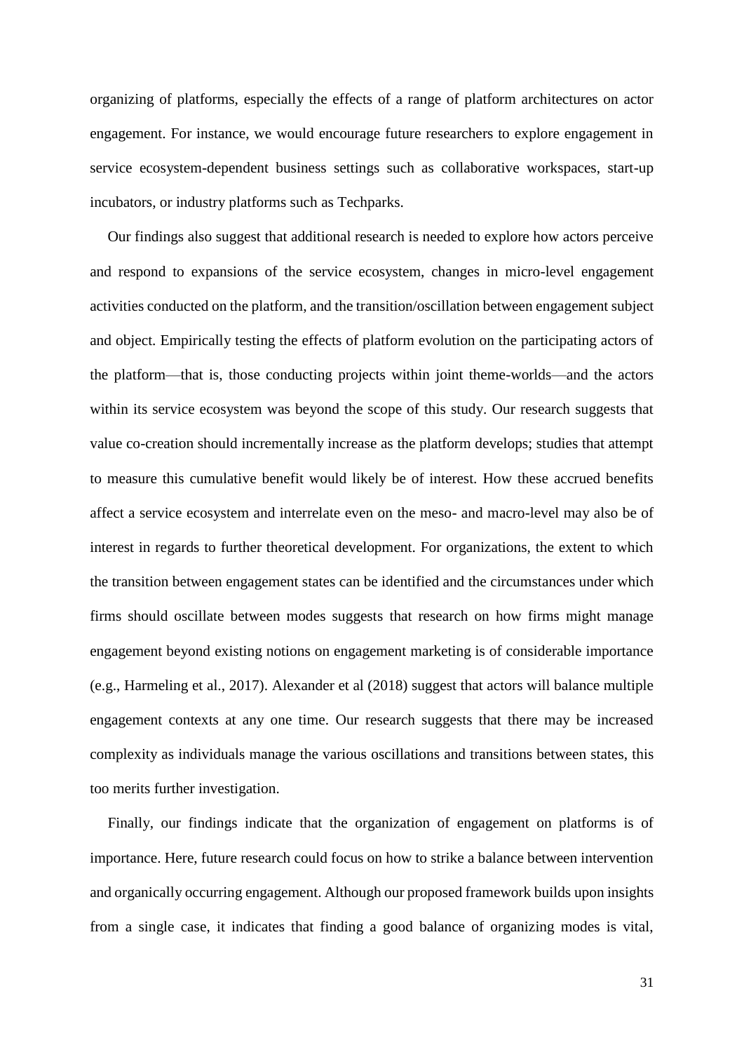organizing of platforms, especially the effects of a range of platform architectures on actor engagement. For instance, we would encourage future researchers to explore engagement in service ecosystem-dependent business settings such as collaborative workspaces, start-up incubators, or industry platforms such as Techparks.

Our findings also suggest that additional research is needed to explore how actors perceive and respond to expansions of the service ecosystem, changes in micro-level engagement activities conducted on the platform, and the transition/oscillation between engagement subject and object. Empirically testing the effects of platform evolution on the participating actors of the platform—that is, those conducting projects within joint theme-worlds—and the actors within its service ecosystem was beyond the scope of this study. Our research suggests that value co-creation should incrementally increase as the platform develops; studies that attempt to measure this cumulative benefit would likely be of interest. How these accrued benefits affect a service ecosystem and interrelate even on the meso- and macro-level may also be of interest in regards to further theoretical development. For organizations, the extent to which the transition between engagement states can be identified and the circumstances under which firms should oscillate between modes suggests that research on how firms might manage engagement beyond existing notions on engagement marketing is of considerable importance (e.g., Harmeling et al., 2017). Alexander et al (2018) suggest that actors will balance multiple engagement contexts at any one time. Our research suggests that there may be increased complexity as individuals manage the various oscillations and transitions between states, this too merits further investigation.

Finally, our findings indicate that the organization of engagement on platforms is of importance. Here, future research could focus on how to strike a balance between intervention and organically occurring engagement. Although our proposed framework builds upon insights from a single case, it indicates that finding a good balance of organizing modes is vital,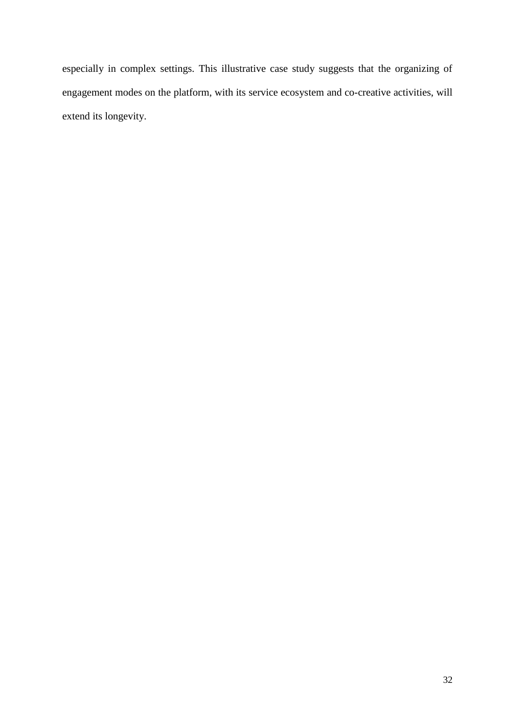especially in complex settings. This illustrative case study suggests that the organizing of engagement modes on the platform, with its service ecosystem and co-creative activities, will extend its longevity.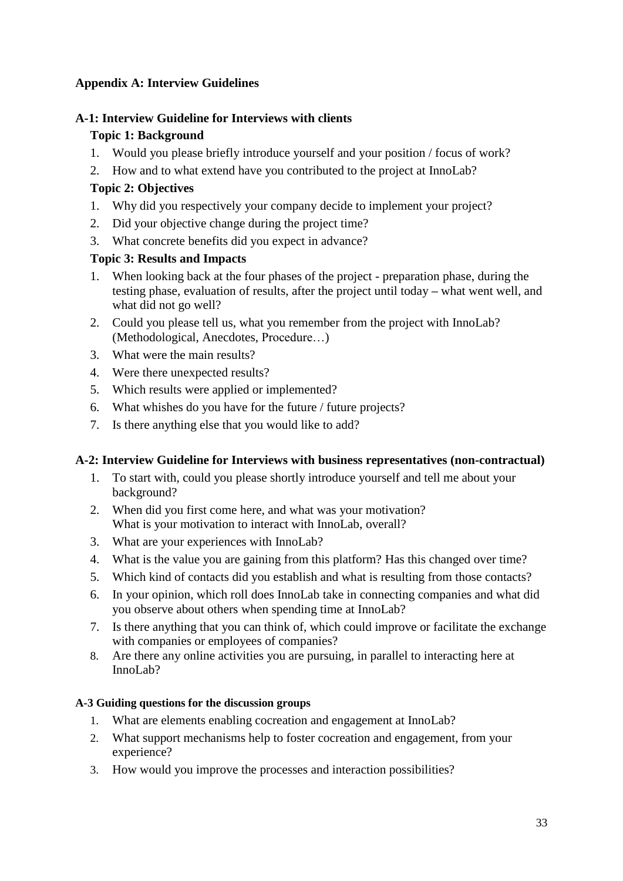## Appendix A: Interview Guidelines

### A-1: Interview Guideline for Interviews with clients

**Topic 1: Background**

1. Would you please briefly introduce yourself and your position / focus of work?
2. How and to what extend have you contributed to the project at InnoLab?

**Topic 2: Objectives**

1. Why did you respectively your company decide to implement your project?
2. Did your objective change during the project time?
3. What concrete benefits did you expect in advance?

**Topic 3: Results and Impacts**

1. When looking back at the four phases of the project - preparation phase, during the testing phase, evaluation of results, after the project until today – what went well, and what did not go well?
2. Could you please tell us, what you remember from the project with InnoLab? (Methodological, Anecdotes, Procedure…)
3. What were the main results?
4. Were there unexpected results?
5. Which results were applied or implemented?
6. What whishes do you have for the future / future projects?
7. Is there anything else that you would like to add?

### A-2: Interview Guideline for Interviews with business representatives (non-contractual)

1. To start with, could you please shortly introduce yourself and tell me about your background?
2. When did you first come here, and what was your motivation? What is your motivation to interact with InnoLab, overall?
3. What are your experiences with InnoLab?
4. What is the value you are gaining from this platform? Has this changed over time?
5. Which kind of contacts did you establish and what is resulting from those contacts?
6. In your opinion, which roll does InnoLab take in connecting companies and what did you observe about others when spending time at InnoLab?
7. Is there anything that you can think of, which could improve or facilitate the exchange with companies or employees of companies?
8. Are there any online activities you are pursuing, in parallel to interacting here at InnoLab?

#### A-3 Guiding questions for the discussion groups

1. What are elements enabling cocreation and engagement at InnoLab?
2. What support mechanisms help to foster cocreation and engagement, from your experience?
3. How would you improve the processes and interaction possibilities?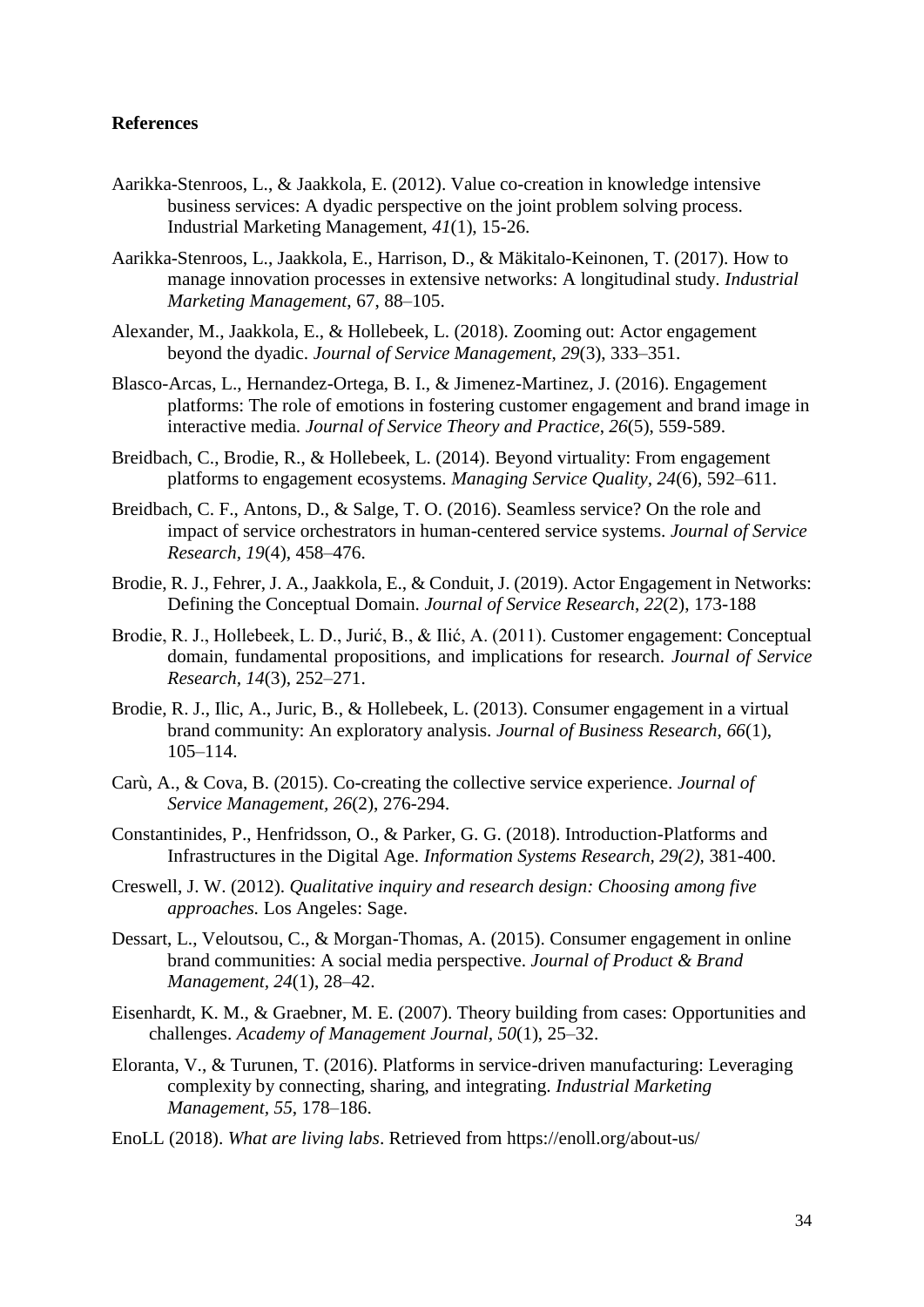**References**

Aarikka-Stenroos, L., & Jaakkola, E. (2012). Value co-creation in knowledge intensive business services: A dyadic perspective on the joint problem solving process. Industrial Marketing Management, *41*(1), 15-26.

Aarikka-Stenroos, L., Jaakkola, E., Harrison, D., & Mäkitalo-Keinonen, T. (2017). How to manage innovation processes in extensive networks: A longitudinal study. *Industrial Marketing Management*, 67, 88–105.

Alexander, M., Jaakkola, E., & Hollebeek, L. (2018). Zooming out: Actor engagement beyond the dyadic. *Journal of Service Management*, *29*(3), 333–351.

Blasco-Arcas, L., Hernandez-Ortega, B. I., & Jimenez-Martinez, J. (2016). Engagement platforms: The role of emotions in fostering customer engagement and brand image in interactive media. *Journal of Service Theory and Practice*, *26*(5), 559-589.

Breidbach, C., Brodie, R., & Hollebeek, L. (2014). Beyond virtuality: From engagement platforms to engagement ecosystems. *Managing Service Quality*, *24*(6), 592–611.

Breidbach, C. F., Antons, D., & Salge, T. O. (2016). Seamless service? On the role and impact of service orchestrators in human-centered service systems. *Journal of Service Research, 19*(4), 458–476.

Brodie, R. J., Fehrer, J. A., Jaakkola, E., & Conduit, J. (2019). Actor Engagement in Networks: Defining the Conceptual Domain. *Journal of Service Research*, *22*(2), 173-188

Brodie, R. J., Hollebeek, L. D., Jurić, B., & Ilić, A. (2011). Customer engagement: Conceptual domain, fundamental propositions, and implications for research. *Journal of Service Research, 14*(3), 252–271.

Brodie, R. J., Ilic, A., Juric, B., & Hollebeek, L. (2013). Consumer engagement in a virtual brand community: An exploratory analysis. *Journal of Business Research, 66*(1), 105–114.

Carù, A., & Cova, B. (2015). Co-creating the collective service experience. *Journal of Service Management, 26*(2), 276-294.

Constantinides, P., Henfridsson, O., & Parker, G. G. (2018). Introduction-Platforms and Infrastructures in the Digital Age. *Information Systems Research, 29(2),* 381-400.

Creswell, J. W. (2012). *Qualitative inquiry and research design: Choosing among five approaches.* Los Angeles: Sage.

Dessart, L., Veloutsou, C., & Morgan-Thomas, A. (2015). Consumer engagement in online brand communities: A social media perspective. *Journal of Product & Brand Management*, *24*(1), 28–42.

Eisenhardt, K. M., & Graebner, M. E. (2007). Theory building from cases: Opportunities and challenges. *Academy of Management Journal, 50*(1), 25–32.

Eloranta, V., & Turunen, T. (2016). Platforms in service-driven manufacturing: Leveraging complexity by connecting, sharing, and integrating. *Industrial Marketing Management*, *55*, 178–186.

EnoLL (2018). *What are living labs*. Retrieved from https://enoll.org/about-us/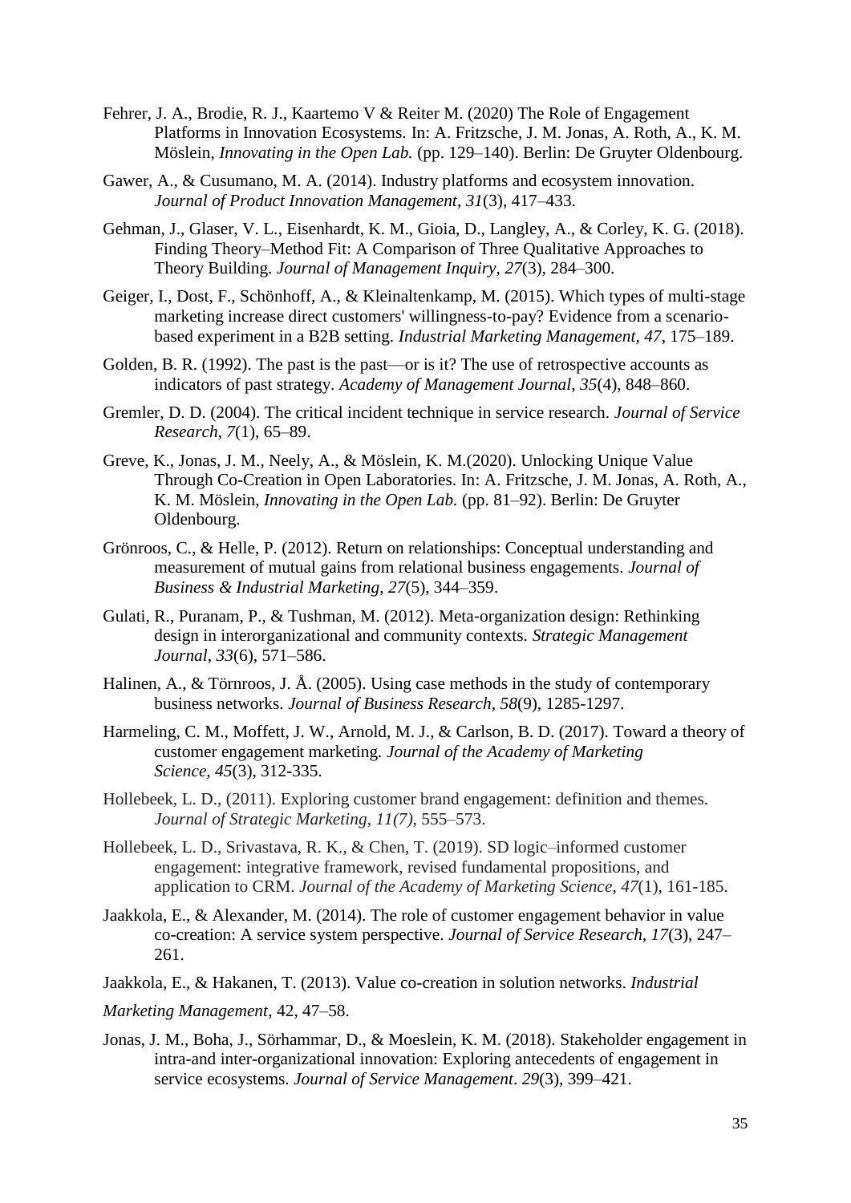Fehrer, J. A., Brodie, R. J., Kaartemo V & Reiter M. (2020) The Role of Engagement Platforms in Innovation Ecosystems. In: A. Fritzsche, J. M. Jonas, A. Roth, A., K. M. Möslein, *Innovating in the Open Lab.* (pp. 129–140). Berlin: De Gruyter Oldenbourg.

Gawer, A., & Cusumano, M. A. (2014). Industry platforms and ecosystem innovation. *Journal of Product Innovation Management*, *31*(3), 417–433.

Gehman, J., Glaser, V. L., Eisenhardt, K. M., Gioia, D., Langley, A., & Corley, K. G. (2018). Finding Theory–Method Fit: A Comparison of Three Qualitative Approaches to Theory Building. *Journal of Management Inquiry*, *27*(3), 284–300.

Geiger, I., Dost, F., Schönhoff, A., & Kleinaltenkamp, M. (2015). Which types of multi-stage marketing increase direct customers' willingness-to-pay? Evidence from a scenario-based experiment in a B2B setting. *Industrial Marketing Management*, *47*, 175–189.

Golden, B. R. (1992). The past is the past—or is it? The use of retrospective accounts as indicators of past strategy. *Academy of Management Journal*, *35*(4), 848–860.

Gremler, D. D. (2004). The critical incident technique in service research. *Journal of Service Research*, *7*(1), 65–89.

Greve, K., Jonas, J. M., Neely, A., & Möslein, K. M.(2020). Unlocking Unique Value Through Co-Creation in Open Laboratories. In: A. Fritzsche, J. M. Jonas, A. Roth, A., K. M. Möslein, *Innovating in the Open Lab.* (pp. 81–92). Berlin: De Gruyter Oldenbourg.

Grönroos, C., & Helle, P. (2012). Return on relationships: Conceptual understanding and measurement of mutual gains from relational business engagements. *Journal of Business & Industrial Marketing*, *27*(5), 344–359.

Gulati, R., Puranam, P., & Tushman, M. (2012). Meta-organization design: Rethinking design in interorganizational and community contexts. *Strategic Management Journal*, *33*(6), 571–586.

Halinen, A., & Törnroos, J. Å. (2005). Using case methods in the study of contemporary business networks. *Journal of Business Research*, *58*(9), 1285-1297.

Harmeling, C. M., Moffett, J. W., Arnold, M. J., & Carlson, B. D. (2017). Toward a theory of customer engagement marketing. *Journal of the Academy of Marketing Science, 45*(3), 312-335.

Hollebeek, L. D., (2011). Exploring customer brand engagement: definition and themes. *Journal of Strategic Marketing*, *11(7)*, 555–573.

Hollebeek, L. D., Srivastava, R. K., & Chen, T. (2019). SD logic–informed customer engagement: integrative framework, revised fundamental propositions, and application to CRM. *Journal of the Academy of Marketing Science*, *47*(1), 161-185.

Jaakkola, E., & Alexander, M. (2014). The role of customer engagement behavior in value co-creation: A service system perspective. *Journal of Service Research*, *17*(3), 247–261.

Jaakkola, E., & Hakanen, T. (2013). Value co-creation in solution networks. *Industrial Marketing Management*, 42, 47–58.

Jonas, J. M., Boha, J., Sörhammar, D., & Moeslein, K. M. (2018). Stakeholder engagement in intra-and inter-organizational innovation: Exploring antecedents of engagement in service ecosystems. *Journal of Service Management*. *29*(3), 399–421.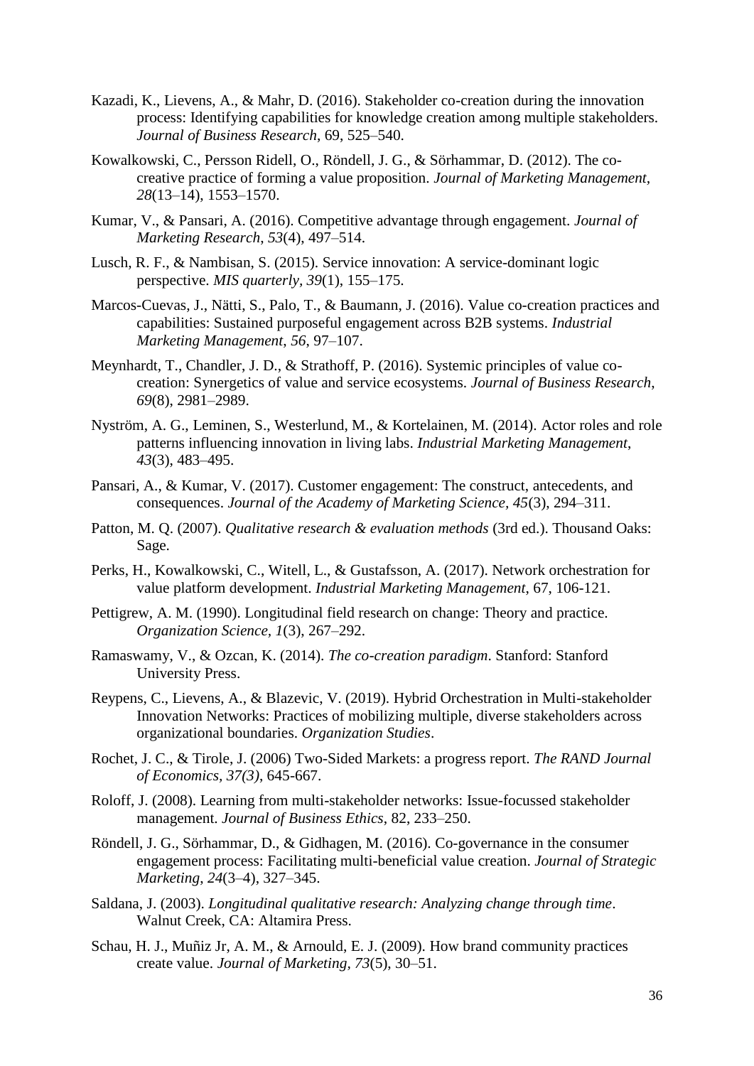Kazadi, K., Lievens, A., & Mahr, D. (2016). Stakeholder co-creation during the innovation process: Identifying capabilities for knowledge creation among multiple stakeholders. *Journal of Business Research*, 69, 525–540.

Kowalkowski, C., Persson Ridell, O., Röndell, J. G., & Sörhammar, D. (2012). The co-creative practice of forming a value proposition. *Journal of Marketing Management*, *28*(13–14), 1553–1570.

Kumar, V., & Pansari, A. (2016). Competitive advantage through engagement. *Journal of Marketing Research*, *53*(4), 497–514.

Lusch, R. F., & Nambisan, S. (2015). Service innovation: A service-dominant logic perspective. *MIS quarterly*, *39*(1), 155–175.

Marcos-Cuevas, J., Nätti, S., Palo, T., & Baumann, J. (2016). Value co-creation practices and capabilities: Sustained purposeful engagement across B2B systems. *Industrial Marketing Management*, *56*, 97–107.

Meynhardt, T., Chandler, J. D., & Strathoff, P. (2016). Systemic principles of value co-creation: Synergetics of value and service ecosystems. *Journal of Business Research*, *69*(8), 2981–2989.

Nyström, A. G., Leminen, S., Westerlund, M., & Kortelainen, M. (2014). Actor roles and role patterns influencing innovation in living labs. *Industrial Marketing Management*, *43*(3), 483–495.

Pansari, A., & Kumar, V. (2017). Customer engagement: The construct, antecedents, and consequences. *Journal of the Academy of Marketing Science*, *45*(3), 294–311.

Patton, M. Q. (2007). *Qualitative research & evaluation methods* (3rd ed.). Thousand Oaks: Sage.

Perks, H., Kowalkowski, C., Witell, L., & Gustafsson, A. (2017). Network orchestration for value platform development. *Industrial Marketing Management*, 67, 106-121.

Pettigrew, A. M. (1990). Longitudinal field research on change: Theory and practice. *Organization Science*, *1*(3), 267–292.

Ramaswamy, V., & Ozcan, K. (2014). *The co-creation paradigm*. Stanford: Stanford University Press.

Reypens, C., Lievens, A., & Blazevic, V. (2019). Hybrid Orchestration in Multi-stakeholder Innovation Networks: Practices of mobilizing multiple, diverse stakeholders across organizational boundaries. *Organization Studies*.

Rochet, J. C., & Tirole, J. (2006) Two-Sided Markets: a progress report. *The RAND Journal of Economics, 37(3)*, 645-667.

Roloff, J. (2008). Learning from multi-stakeholder networks: Issue-focussed stakeholder management. *Journal of Business Ethics*, 82, 233–250.

Röndell, J. G., Sörhammar, D., & Gidhagen, M. (2016). Co-governance in the consumer engagement process: Facilitating multi-beneficial value creation. *Journal of Strategic Marketing*, *24*(3–4), 327–345.

Saldana, J. (2003). *Longitudinal qualitative research: Analyzing change through time*. Walnut Creek, CA: Altamira Press.

Schau, H. J., Muñiz Jr, A. M., & Arnould, E. J. (2009). How brand community practices create value. *Journal of Marketing*, *73*(5), 30–51.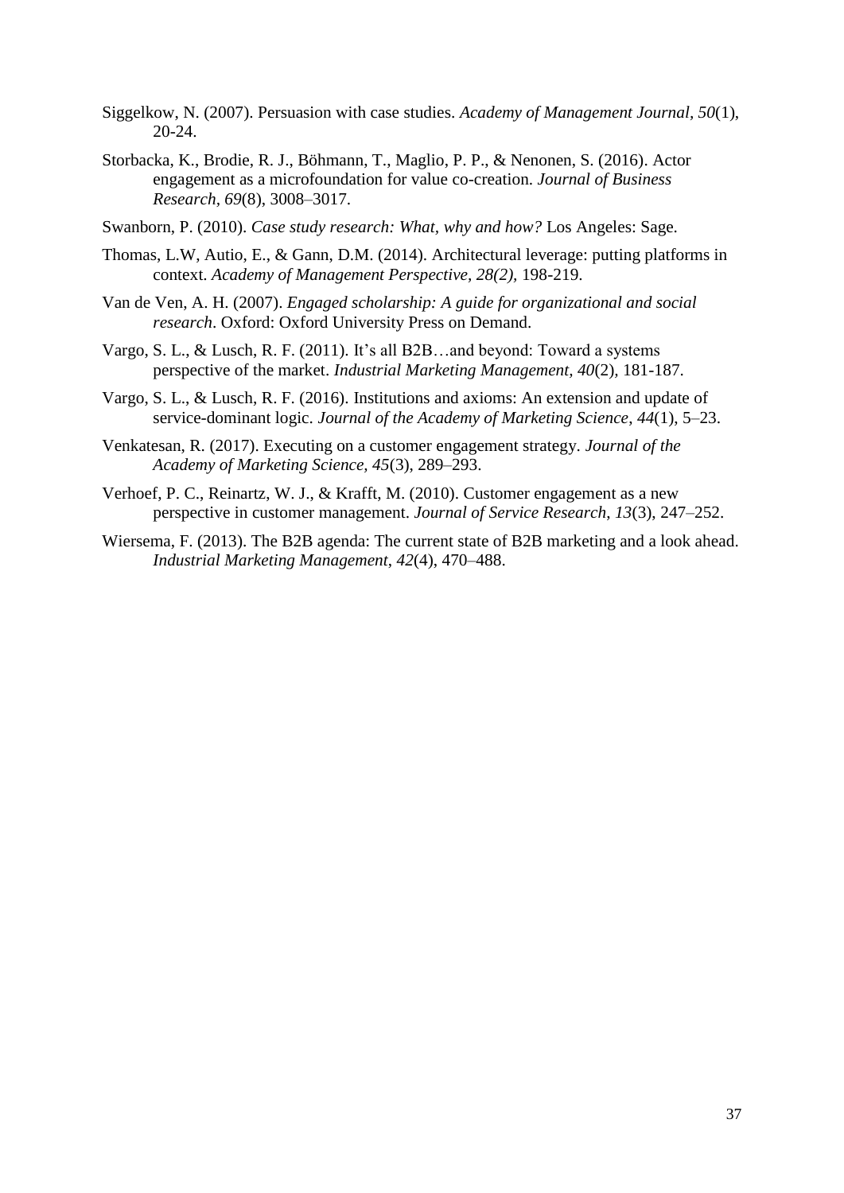Siggelkow, N. (2007). Persuasion with case studies. *Academy of Management Journal*, *50*(1), 20-24.

Storbacka, K., Brodie, R. J., Böhmann, T., Maglio, P. P., & Nenonen, S. (2016). Actor engagement as a microfoundation for value co-creation. *Journal of Business Research*, *69*(8), 3008–3017.

Swanborn, P. (2010). *Case study research: What, why and how?* Los Angeles: Sage.

Thomas, L.W, Autio, E., & Gann, D.M. (2014). Architectural leverage: putting platforms in context. *Academy of Management Perspective*, *28(2)*, 198-219.

Van de Ven, A. H. (2007). *Engaged scholarship: A guide for organizational and social research*. Oxford: Oxford University Press on Demand.

Vargo, S. L., & Lusch, R. F. (2011). It's all B2B…and beyond: Toward a systems perspective of the market. *Industrial Marketing Management*, *40*(2), 181-187.

Vargo, S. L., & Lusch, R. F. (2016). Institutions and axioms: An extension and update of service-dominant logic. *Journal of the Academy of Marketing Science*, *44*(1), 5–23.

Venkatesan, R. (2017). Executing on a customer engagement strategy. *Journal of the Academy of Marketing Science, 45*(3), 289–293.

Verhoef, P. C., Reinartz, W. J., & Krafft, M. (2010). Customer engagement as a new perspective in customer management. *Journal of Service Research*, *13*(3), 247–252.

Wiersema, F. (2013). The B2B agenda: The current state of B2B marketing and a look ahead. *Industrial Marketing Management*, *42*(4), 470–488.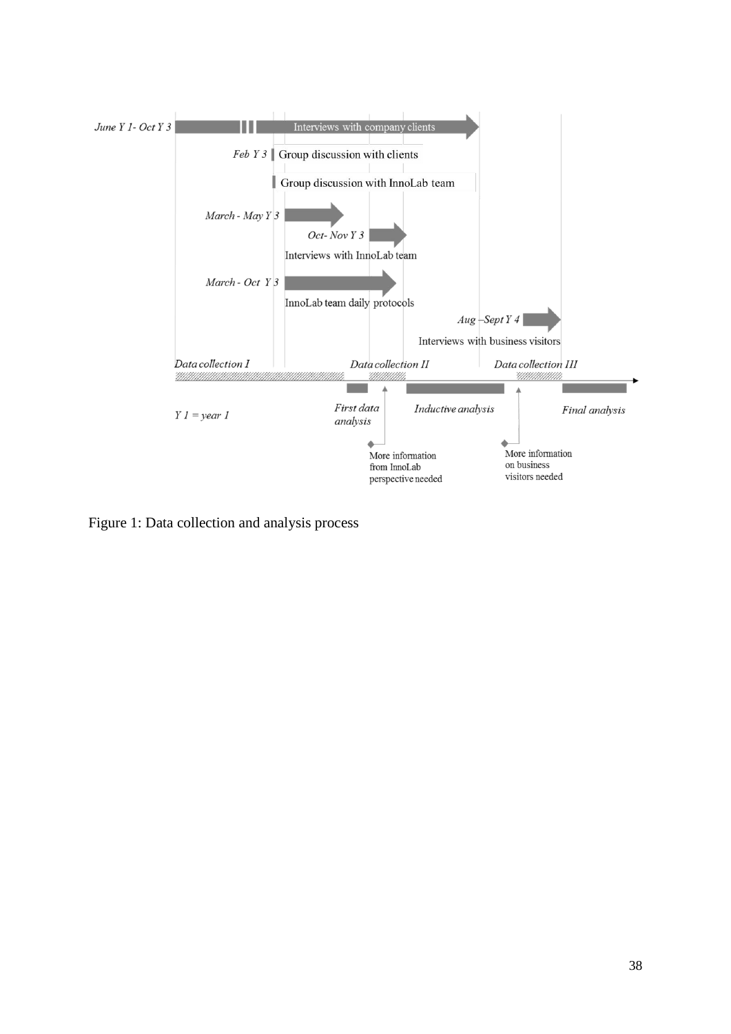June Y 1- Oct Y 3 — Interviews with company clients

Feb Y 3 — Group discussion with clients

Group discussion with InnoLab team

March - May Y 3

Oct- Nov Y 3

Interviews with InnoLab team

March - Oct Y 3

InnoLab team daily protocols

Aug –Sept Y 4

Interviews with business visitors

Data collection I — Data collection II — Data collection III

First data analysis — Inductive analysis — Final analysis

Y 1 = year 1

More information from InnoLab perspective needed

More information on business visitors needed

Figure 1: Data collection and analysis process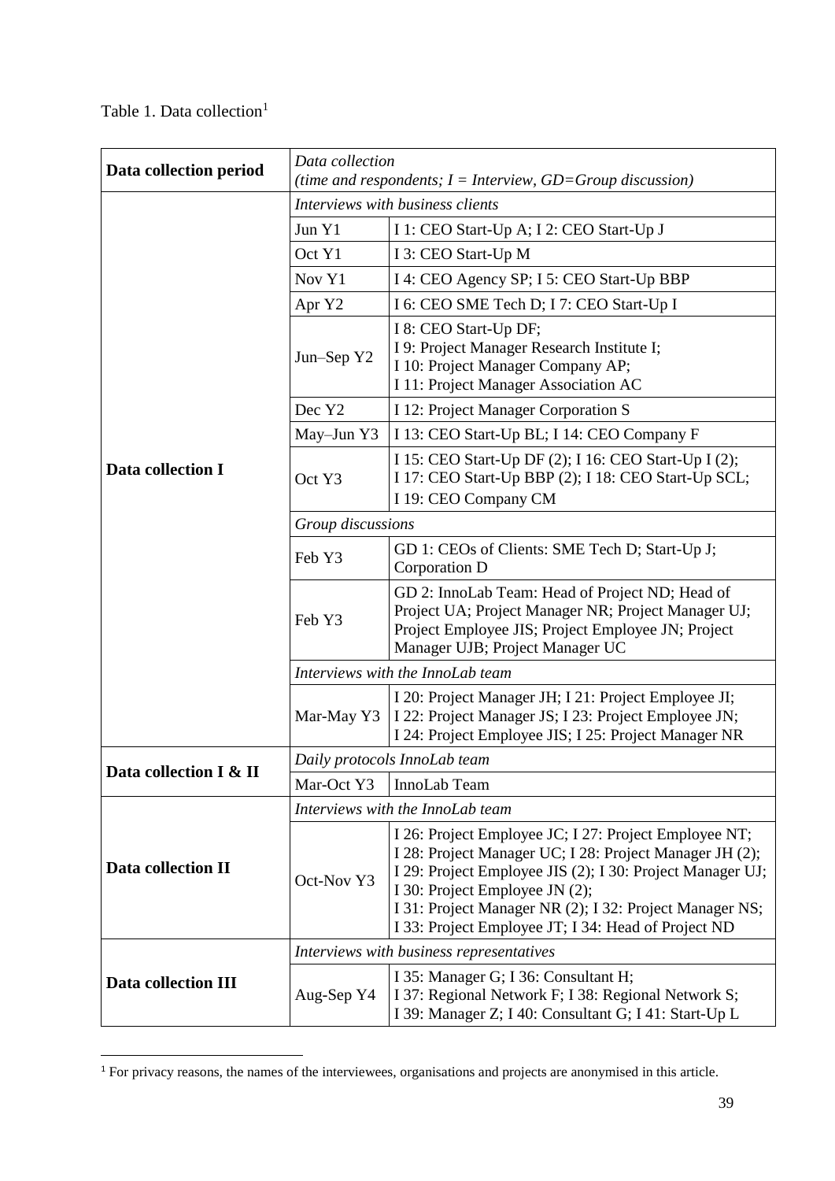Table 1. Data collection[1]

| Data collection period | Data collection *(time and respondents; I = Interview, GD=Group discussion)* | |
|---|---|---|
| **Data collection I** | *Interviews with business clients* | |
| | Jun Y1 | I 1: CEO Start-Up A; I 2: CEO Start-Up J |
| | Oct Y1 | I 3: CEO Start-Up M |
| | Nov Y1 | I 4: CEO Agency SP; I 5: CEO Start-Up BBP |
| | Apr Y2 | I 6: CEO SME Tech D; I 7: CEO Start-Up I |
| | Jun–Sep Y2 | I 8: CEO Start-Up DF; I 9: Project Manager Research Institute I; I 10: Project Manager Company AP; I 11: Project Manager Association AC |
| | Dec Y2 | I 12: Project Manager Corporation S |
| | May–Jun Y3 | I 13: CEO Start-Up BL; I 14: CEO Company F |
| | Oct Y3 | I 15: CEO Start-Up DF (2); I 16: CEO Start-Up I (2); I 17: CEO Start-Up BBP (2); I 18: CEO Start-Up SCL; I 19: CEO Company CM |
| | *Group discussions* | |
| | Feb Y3 | GD 1: CEOs of Clients: SME Tech D; Start-Up J; Corporation D |
| | Feb Y3 | GD 2: InnoLab Team: Head of Project ND; Head of Project UA; Project Manager NR; Project Manager UJ; Project Employee JIS; Project Employee JN; Project Manager UJB; Project Manager UC |
| | *Interviews with the InnoLab team* | |
| | Mar-May Y3 | I 20: Project Manager JH; I 21: Project Employee JI; I 22: Project Manager JS; I 23: Project Employee JN; I 24: Project Employee JIS; I 25: Project Manager NR |
| **Data collection I & II** | *Daily protocols InnoLab team* | |
| | Mar-Oct Y3 | InnoLab Team |
| **Data collection II** | *Interviews with the InnoLab team* | |
| | Oct-Nov Y3 | I 26: Project Employee JC; I 27: Project Employee NT; I 28: Project Manager UC; I 28: Project Manager JH (2); I 29: Project Employee JIS (2); I 30: Project Manager UJ; I 30: Project Employee JN (2); I 31: Project Manager NR (2); I 32: Project Manager NS; I 33: Project Employee JT; I 34: Head of Project ND |
| **Data collection III** | *Interviews with business representatives* | |
| | Aug-Sep Y4 | I 35: Manager G; I 36: Consultant H; I 37: Regional Network F; I 38: Regional Network S; I 39: Manager Z; I 40: Consultant G; I 41: Start-Up L |

[1] For privacy reasons, the names of the interviewees, organisations and projects are anonymised in this article.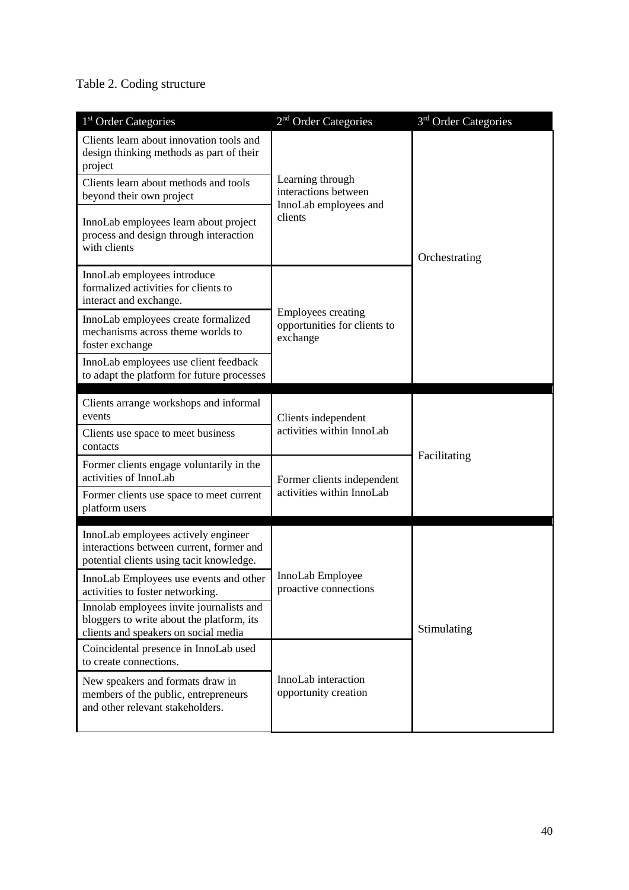Table 2. Coding structure

| 1st Order Categories | 2nd Order Categories | 3rd Order Categories |
|---|---|---|
| Clients learn about innovation tools and design thinking methods as part of their project | Learning through interactions between InnoLab employees and clients | Orchestrating |
| Clients learn about methods and tools beyond their own project | | |
| InnoLab employees learn about project process and design through interaction with clients | | |
| InnoLab employees introduce formalized activities for clients to interact and exchange. | Employees creating opportunities for clients to exchange | |
| InnoLab employees create formalized mechanisms across theme worlds to foster exchange | | |
| InnoLab employees use client feedback to adapt the platform for future processes | | |
| Clients arrange workshops and informal events | Clients independent activities within InnoLab | Facilitating |
| Clients use space to meet business contacts | | |
| Former clients engage voluntarily in the activities of InnoLab | Former clients independent activities within InnoLab | |
| Former clients use space to meet current platform users | | |
| InnoLab employees actively engineer interactions between current, former and potential clients using tacit knowledge. | InnoLab Employee proactive connections | Stimulating |
| InnoLab Employees use events and other activities to foster networking. | | |
| Innolab employees invite journalists and bloggers to write about the platform, its clients and speakers on social media | | |
| Coincidental presence in InnoLab used to create connections. | InnoLab interaction opportunity creation | |
| New speakers and formats draw in members of the public, entrepreneurs and other relevant stakeholders. | | |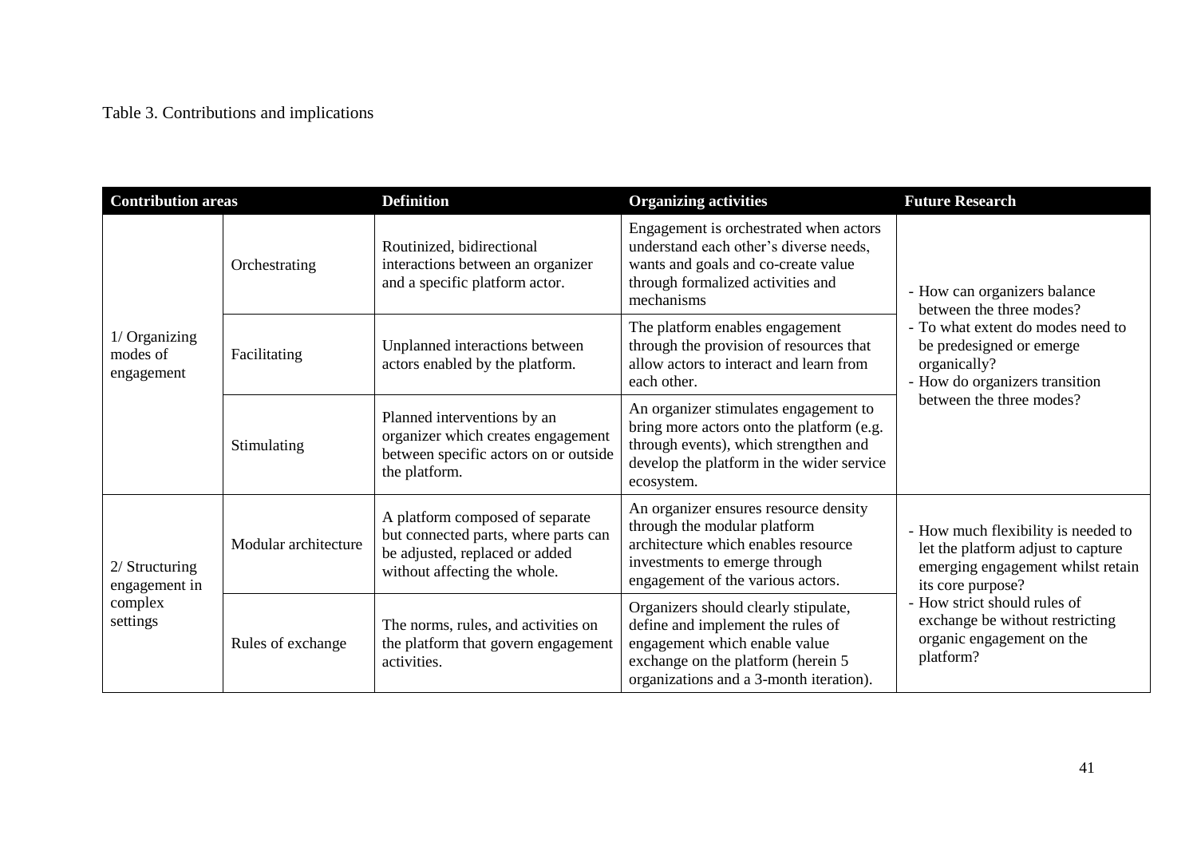Table 3. Contributions and implications

| Contribution areas | | Definition | Organizing activities | Future Research |
|---|---|---|---|---|
| 1/ Organizing modes of engagement | Orchestrating | Routinized, bidirectional interactions between an organizer and a specific platform actor. | Engagement is orchestrated when actors understand each other's diverse needs, wants and goals and co-create value through formalized activities and mechanisms | - How can organizers balance between the three modes?<br>- To what extent do modes need to be predesigned or emerge organically?<br>- How do organizers transition between the three modes? |
| | Facilitating | Unplanned interactions between actors enabled by the platform. | The platform enables engagement through the provision of resources that allow actors to interact and learn from each other. | |
| | Stimulating | Planned interventions by an organizer which creates engagement between specific actors on or outside the platform. | An organizer stimulates engagement to bring more actors onto the platform (e.g. through events), which strengthen and develop the platform in the wider service ecosystem. | |
| 2/ Structuring engagement in complex settings | Modular architecture | A platform composed of separate but connected parts, where parts can be adjusted, replaced or added without affecting the whole. | An organizer ensures resource density through the modular platform architecture which enables resource investments to emerge through engagement of the various actors. | - How much flexibility is needed to let the platform adjust to capture emerging engagement whilst retain its core purpose?<br>- How strict should rules of exchange be without restricting organic engagement on the platform? |
| | Rules of exchange | The norms, rules, and activities on the platform that govern engagement activities. | Organizers should clearly stipulate, define and implement the rules of engagement which enable value exchange on the platform (herein 5 organizations and a 3-month iteration). | |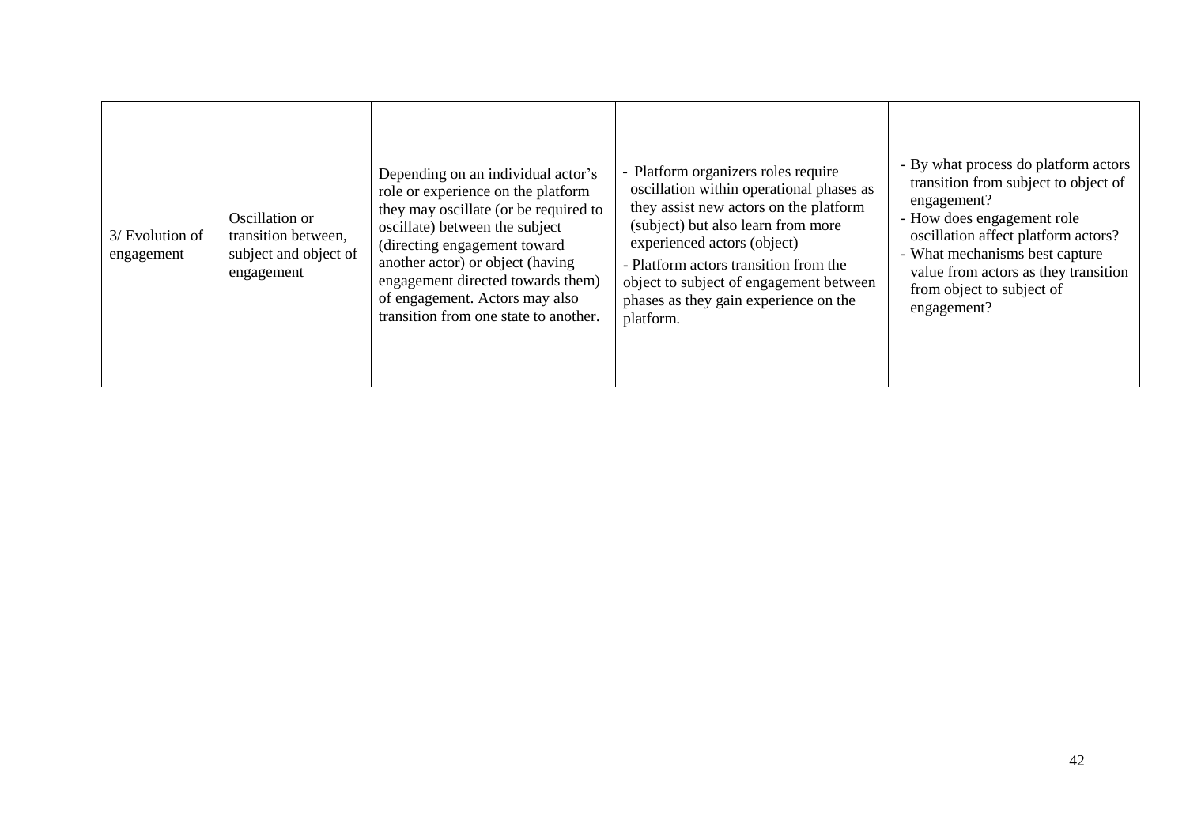| | | | | |
|---|---|---|---|---|
| 3/ Evolution of engagement | Oscillation or transition between, subject and object of engagement | Depending on an individual actor's role or experience on the platform they may oscillate (or be required to oscillate) between the subject (directing engagement toward another actor) or object (having engagement directed towards them) of engagement. Actors may also transition from one state to another. | - Platform organizers roles require oscillation within operational phases as they assist new actors on the platform (subject) but also learn from more experienced actors (object)<br>- Platform actors transition from the object to subject of engagement between phases as they gain experience on the platform. | - By what process do platform actors transition from subject to object of engagement?<br>- How does engagement role oscillation affect platform actors?<br>- What mechanisms best capture value from actors as they transition from object to subject of engagement? |